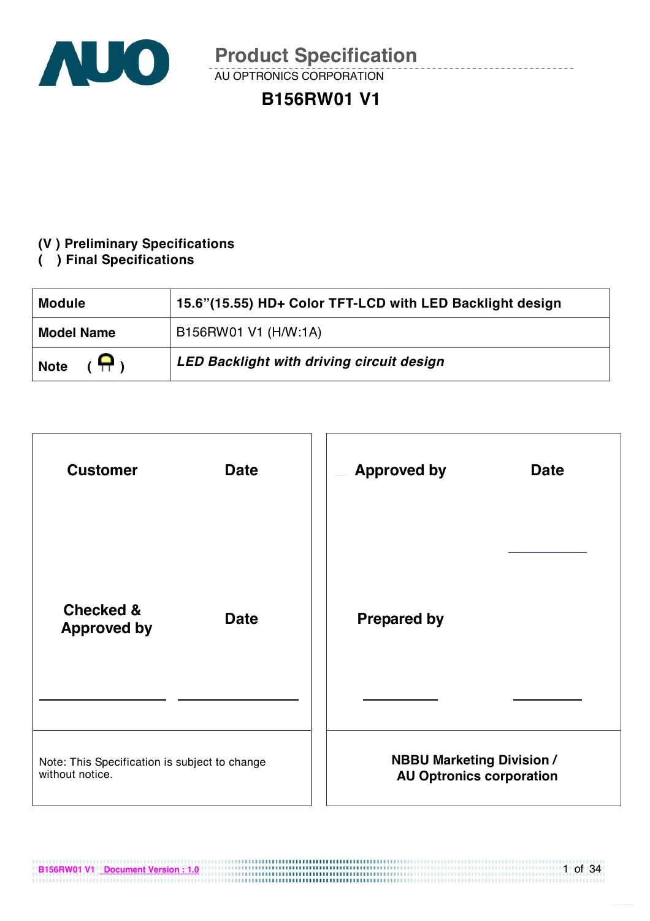# Product Specification

AU OPTRONICS CORPORATION

## B156RW01 V1

**(V ) Preliminary Specifications**
**(   ) Final Specifications**

| **Module** | **15.6"(15.55) HD+ Color TFT-LCD with LED Backlight design** |
|---|---|
| **Model Name** | B156RW01 V1 (H/W:1A) |
| **Note** | ***LED Backlight with driving circuit design*** |

| **Customer** | **Date** | **Approved by** | **Date** |
|---|---|---|---|
| **Checked & Approved by** | **Date** | **Prepared by** | |
| Note: This Specification is subject to change without notice. | | **NBBU Marketing Division / AU Optronics corporation** | |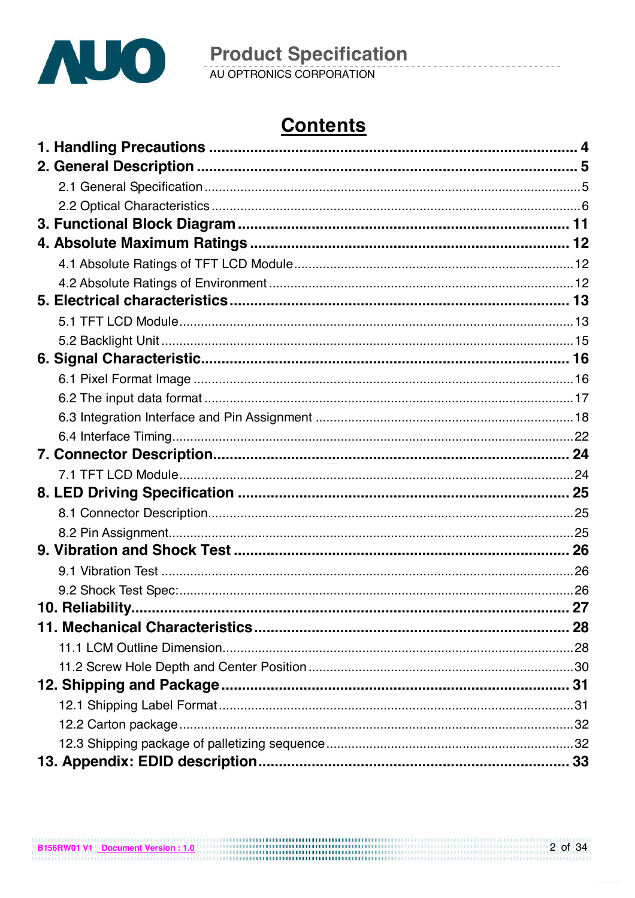# Contents

**1. Handling Precautions ........................................................................ 4**

**2. General Description ........................................................................ 5**

- 2.1 General Specification ........................................................................ 5
- 2.2 Optical Characteristics ........................................................................ 6

**3. Functional Block Diagram ........................................................................ 11**

**4. Absolute Maximum Ratings ........................................................................ 12**

- 4.1 Absolute Ratings of TFT LCD Module ........................................................................ 12
- 4.2 Absolute Ratings of Environment ........................................................................ 12

**5. Electrical characteristics ........................................................................ 13**

- 5.1 TFT LCD Module ........................................................................ 13
- 5.2 Backlight Unit ........................................................................ 15

**6. Signal Characteristic ........................................................................ 16**

- 6.1 Pixel Format Image ........................................................................ 16
- 6.2 The input data format ........................................................................ 17
- 6.3 Integration Interface and Pin Assignment ........................................................................ 18
- 6.4 Interface Timing ........................................................................ 22

**7. Connector Description ........................................................................ 24**

- 7.1 TFT LCD Module ........................................................................ 24

**8. LED Driving Specification ........................................................................ 25**

- 8.1 Connector Description ........................................................................ 25
- 8.2 Pin Assignment ........................................................................ 25

**9. Vibration and Shock Test ........................................................................ 26**

- 9.1 Vibration Test ........................................................................ 26
- 9.2 Shock Test Spec: ........................................................................ 26

**10. Reliability ........................................................................ 27**

**11. Mechanical Characteristics ........................................................................ 28**

- 11.1 LCM Outline Dimension ........................................................................ 28
- 11.2 Screw Hole Depth and Center Position ........................................................................ 30

**12. Shipping and Package ........................................................................ 31**

- 12.1 Shipping Label Format ........................................................................ 31
- 12.2 Carton package ........................................................................ 32
- 12.3 Shipping package of palletizing sequence ........................................................................ 32

**13. Appendix: EDID description ........................................................................ 33**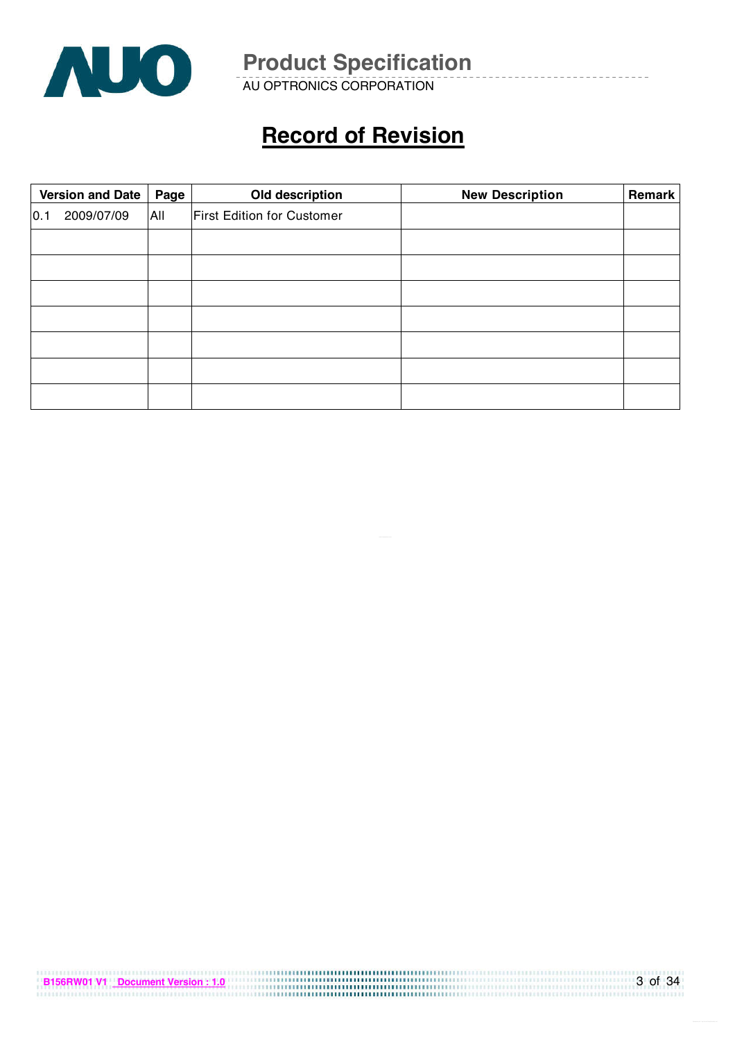# Record of Revision

| Version and Date | Page | Old description | New Description | Remark |
|---|---|---|---|---|
| 0.1 2009/07/09 | All | First Edition for Customer | | |
| | | | | |
| | | | | |
| | | | | |
| | | | | |
| | | | | |
| | | | | |
| | | | | |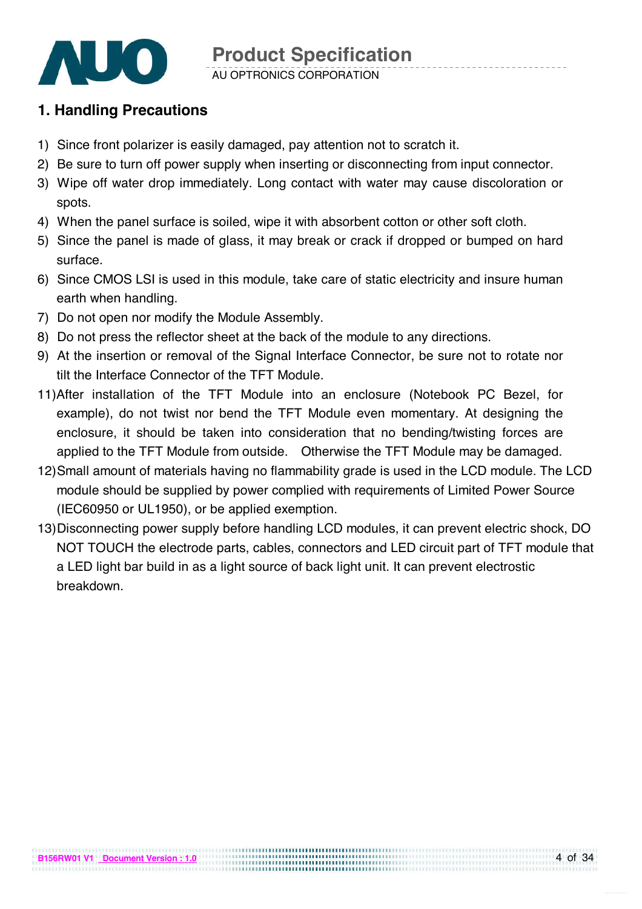# 1. Handling Precautions

1) Since front polarizer is easily damaged, pay attention not to scratch it.
2) Be sure to turn off power supply when inserting or disconnecting from input connector.
3) Wipe off water drop immediately. Long contact with water may cause discoloration or spots.
4) When the panel surface is soiled, wipe it with absorbent cotton or other soft cloth.
5) Since the panel is made of glass, it may break or crack if dropped or bumped on hard surface.
6) Since CMOS LSI is used in this module, take care of static electricity and insure human earth when handling.
7) Do not open nor modify the Module Assembly.
8) Do not press the reflector sheet at the back of the module to any directions.
9) At the insertion or removal of the Signal Interface Connector, be sure not to rotate nor tilt the Interface Connector of the TFT Module.

11) After installation of the TFT Module into an enclosure (Notebook PC Bezel, for example), do not twist nor bend the TFT Module even momentary. At designing the enclosure, it should be taken into consideration that no bending/twisting forces are applied to the TFT Module from outside. Otherwise the TFT Module may be damaged.
12) Small amount of materials having no flammability grade is used in the LCD module. The LCD module should be supplied by power complied with requirements of Limited Power Source (IEC60950 or UL1950), or be applied exemption.
13) Disconnecting power supply before handling LCD modules, it can prevent electric shock, DO NOT TOUCH the electrode parts, cables, connectors and LED circuit part of TFT module that a LED light bar build in as a light source of back light unit. It can prevent electrostic breakdown.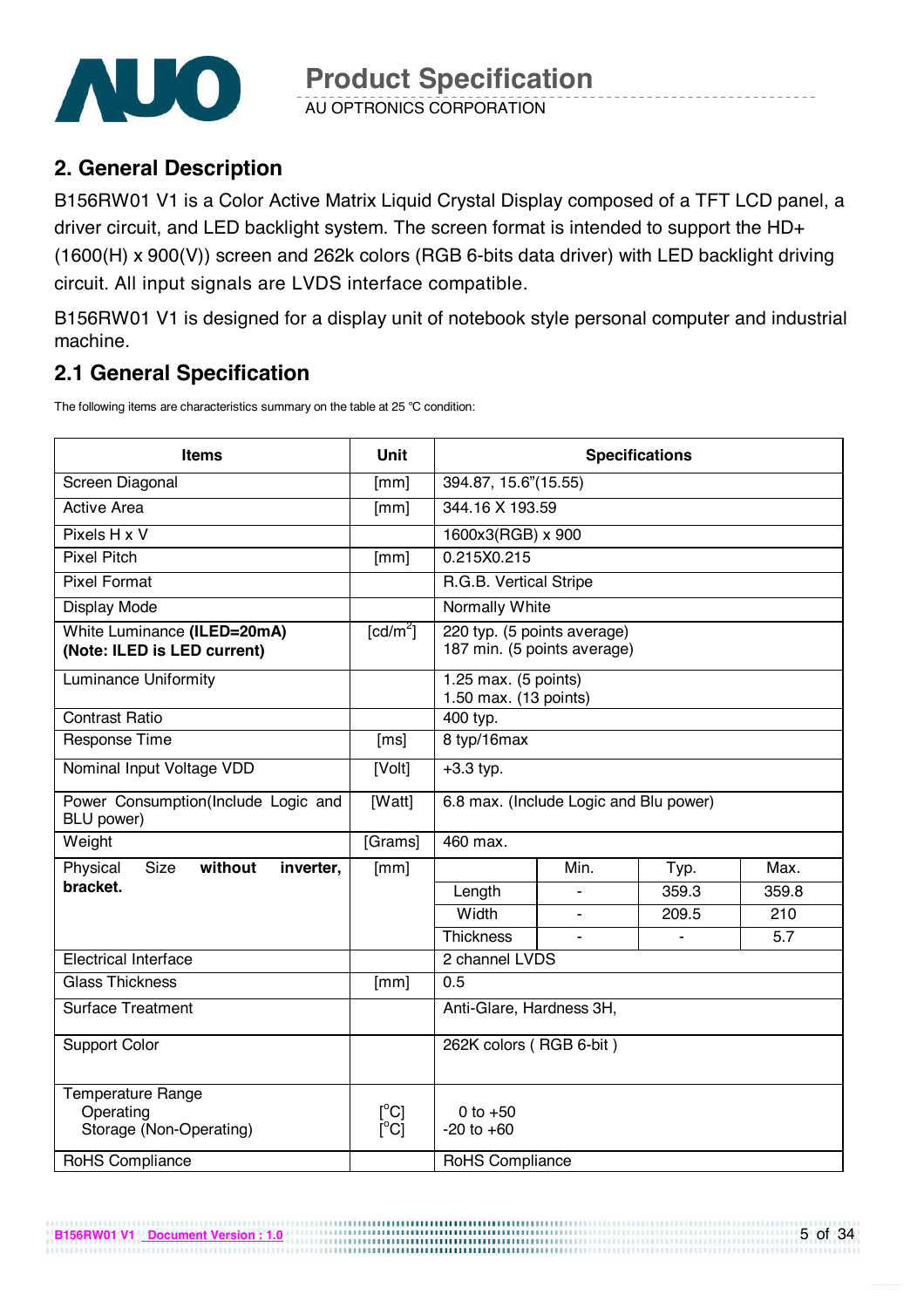## 2. General Description

B156RW01 V1 is a Color Active Matrix Liquid Crystal Display composed of a TFT LCD panel, a driver circuit, and LED backlight system. The screen format is intended to support the HD+ (1600(H) x 900(V)) screen and 262k colors (RGB 6-bits data driver) with LED backlight driving circuit. All input signals are LVDS interface compatible.

B156RW01 V1 is designed for a display unit of notebook style personal computer and industrial machine.

## 2.1 General Specification

The following items are characteristics summary on the table at 25 ℃ condition:

| Items | Unit | Specifications | | | |
|---|---|---|---|---|---|
| Screen Diagonal | [mm] | 394.87, 15.6"(15.55) | | | |
| Active Area | [mm] | 344.16 X 193.59 | | | |
| Pixels H x V | | 1600x3(RGB) x 900 | | | |
| Pixel Pitch | [mm] | 0.215X0.215 | | | |
| Pixel Format | | R.G.B. Vertical Stripe | | | |
| Display Mode | | Normally White | | | |
| White Luminance **(ILED=20mA)** **(Note: ILED is LED current)** | [cd/m$^2$] | 220 typ. (5 points average)<br>187 min. (5 points average) | | | |
| Luminance Uniformity | | 1.25 max. (5 points)<br>1.50 max. (13 points) | | | |
| Contrast Ratio | | 400 typ. | | | |
| Response Time | [ms] | 8 typ/16max | | | |
| Nominal Input Voltage VDD | [Volt] | +3.3 typ. | | | |
| Power Consumption(Include Logic and BLU power) | [Watt] | 6.8 max. (Include Logic and Blu power) | | | |
| Weight | [Grams] | 460 max. | | | |
| Physical Size **without inverter, bracket.** | [mm] | | Min. | Typ. | Max. |
| | | Length | - | 359.3 | 359.8 |
| | | Width | - | 209.5 | 210 |
| | | Thickness | - | - | 5.7 |
| Electrical Interface | | 2 channel LVDS | | | |
| Glass Thickness | [mm] | 0.5 | | | |
| Surface Treatment | | Anti-Glare, Hardness 3H, | | | |
| Support Color | | 262K colors ( RGB 6-bit ) | | | |
| Temperature Range<br>Operating<br>Storage (Non-Operating) | <br>[$^o$C]<br>[$^o$C] | <br>0 to +50<br>-20 to +60 | | | |
| RoHS Compliance | | RoHS Compliance | | | |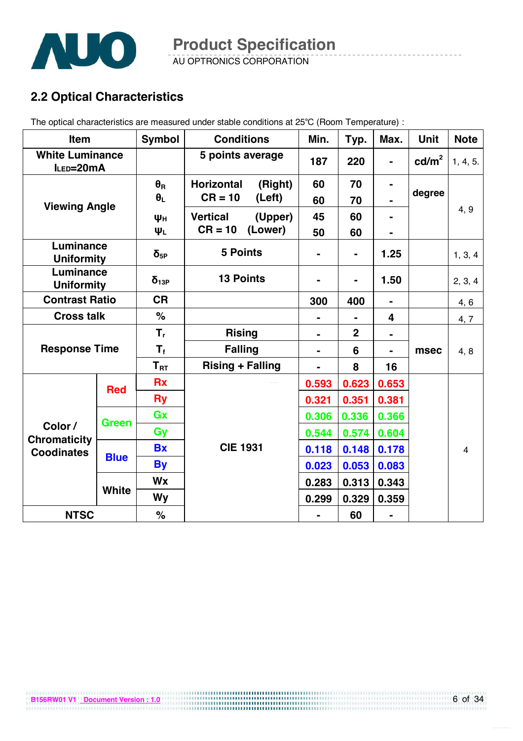## 2.2 Optical Characteristics

The optical characteristics are measured under stable conditions at 25℃ (Room Temperature) :

| Item | | Symbol | Conditions | Min. | Typ. | Max. | Unit | Note |
|---|---|---|---|---|---|---|---|---|
| White Luminance $I_{LED}$=20mA | | | 5 points average | 187 | 220 | - | cd/m² | 1, 4, 5. |
| Viewing Angle | | $\theta_R$ | Horizontal (Right) CR = 10 | 60 | 70 | - | degree | 4, 9 |
| | | $\theta_L$ | (Left) | 60 | 70 | - | | |
| | | $\psi_H$ | Vertical (Upper) CR = 10 | 45 | 60 | - | | |
| | | $\psi_L$ | (Lower) | 50 | 60 | - | | |
| Luminance Uniformity | | $\delta_{5P}$ | 5 Points | - | - | 1.25 | | 1, 3, 4 |
| Luminance Uniformity | | $\delta_{13P}$ | 13 Points | - | - | 1.50 | | 2, 3, 4 |
| Contrast Ratio | | CR | | 300 | 400 | - | | 4, 6 |
| Cross talk | | % | | - | - | 4 | | 4, 7 |
| Response Time | | $T_r$ | Rising | - | 2 | - | msec | 4, 8 |
| | | $T_f$ | Falling | - | 6 | - | | |
| | | $T_{RT}$ | Rising + Falling | - | 8 | 16 | | |
| Color / Chromaticity Coodinates | Red | Rx | CIE 1931 | 0.593 | 0.623 | 0.653 | | 4 |
| | | Ry | | 0.321 | 0.351 | 0.381 | | |
| | Green | Gx | | 0.306 | 0.336 | 0.366 | | |
| | | Gy | | 0.544 | 0.574 | 0.604 | | |
| | Blue | Bx | | 0.118 | 0.148 | 0.178 | | |
| | | By | | 0.023 | 0.053 | 0.083 | | |
| | White | Wx | | 0.283 | 0.313 | 0.343 | | |
| | | Wy | | 0.299 | 0.329 | 0.359 | | |
| NTSC | | % | | - | 60 | - | | |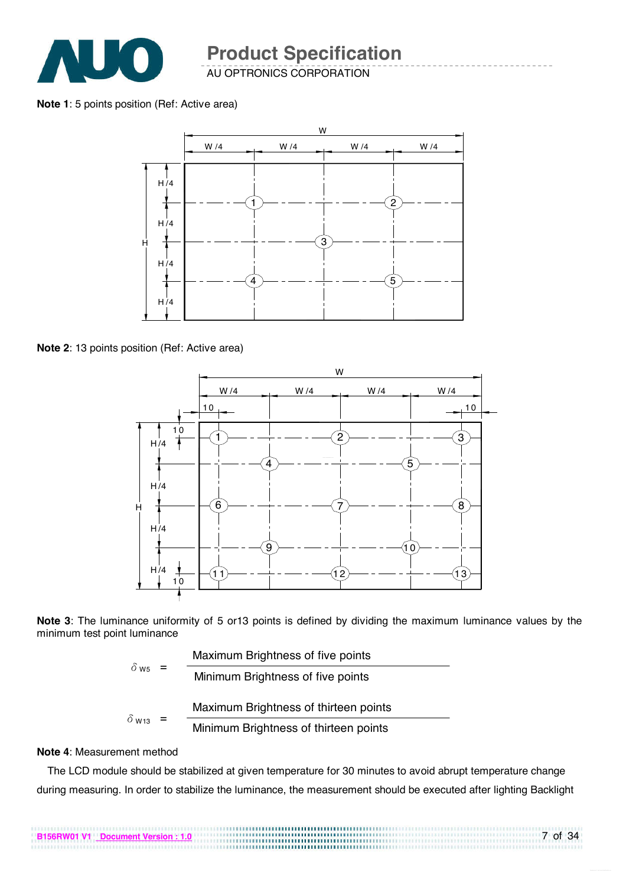**Note 1**: 5 points position (Ref: Active area)

**Note 2**: 13 points position (Ref: Active area)

**Note 3**: The luminance uniformity of 5 or13 points is defined by dividing the maximum luminance values by the minimum test point luminance

$$\delta_{W5} = \frac{\text{Maximum Brightness of five points}}{\text{Minimum Brightness of five points}}$$

$$\delta_{W13} = \frac{\text{Maximum Brightness of thirteen points}}{\text{Minimum Brightness of thirteen points}}$$

**Note 4**: Measurement method

The LCD module should be stabilized at given temperature for 30 minutes to avoid abrupt temperature change during measuring. In order to stabilize the luminance, the measurement should be executed after lighting Backlight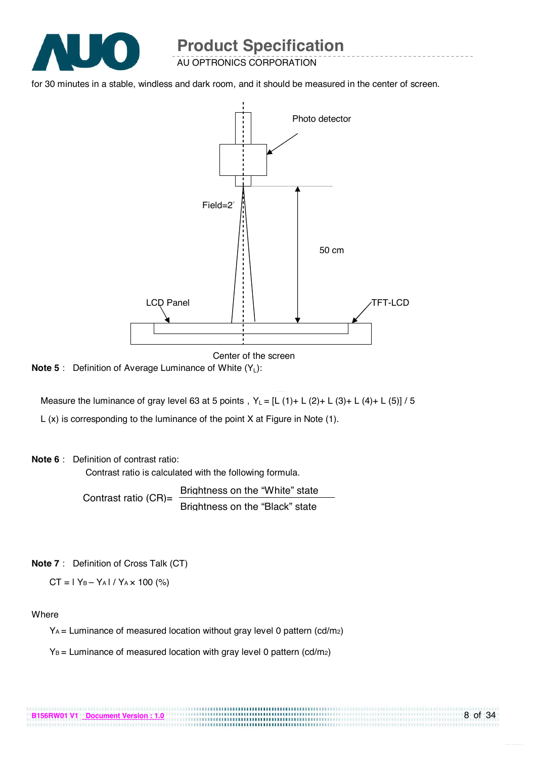for 30 minutes in a stable, windless and dark room, and it should be measured in the center of screen.

Photo detector

Field=2°

50 cm

LCD Panel

TFT-LCD

Center of the screen

**Note 5** : Definition of Average Luminance of White ($Y_L$):

Measure the luminance of gray level 63 at 5 points , $Y_L = [L(1) + L(2) + L(3) + L(4) + L(5)] / 5$

L (x) is corresponding to the luminance of the point X at Figure in Note (1).

**Note 6** : Definition of contrast ratio:

Contrast ratio is calculated with the following formula.

$$\text{Contrast ratio (CR)} = \frac{\text{Brightness on the "White" state}}{\text{Brightness on the "Black" state}}$$

**Note 7** : Definition of Cross Talk (CT)

$$CT = | Y_B - Y_A | / Y_A \times 100 \ (\%)$$

Where

$Y_A$ = Luminance of measured location without gray level 0 pattern ($cd/m^2$)

$Y_B$ = Luminance of measured location with gray level 0 pattern ($cd/m^2$)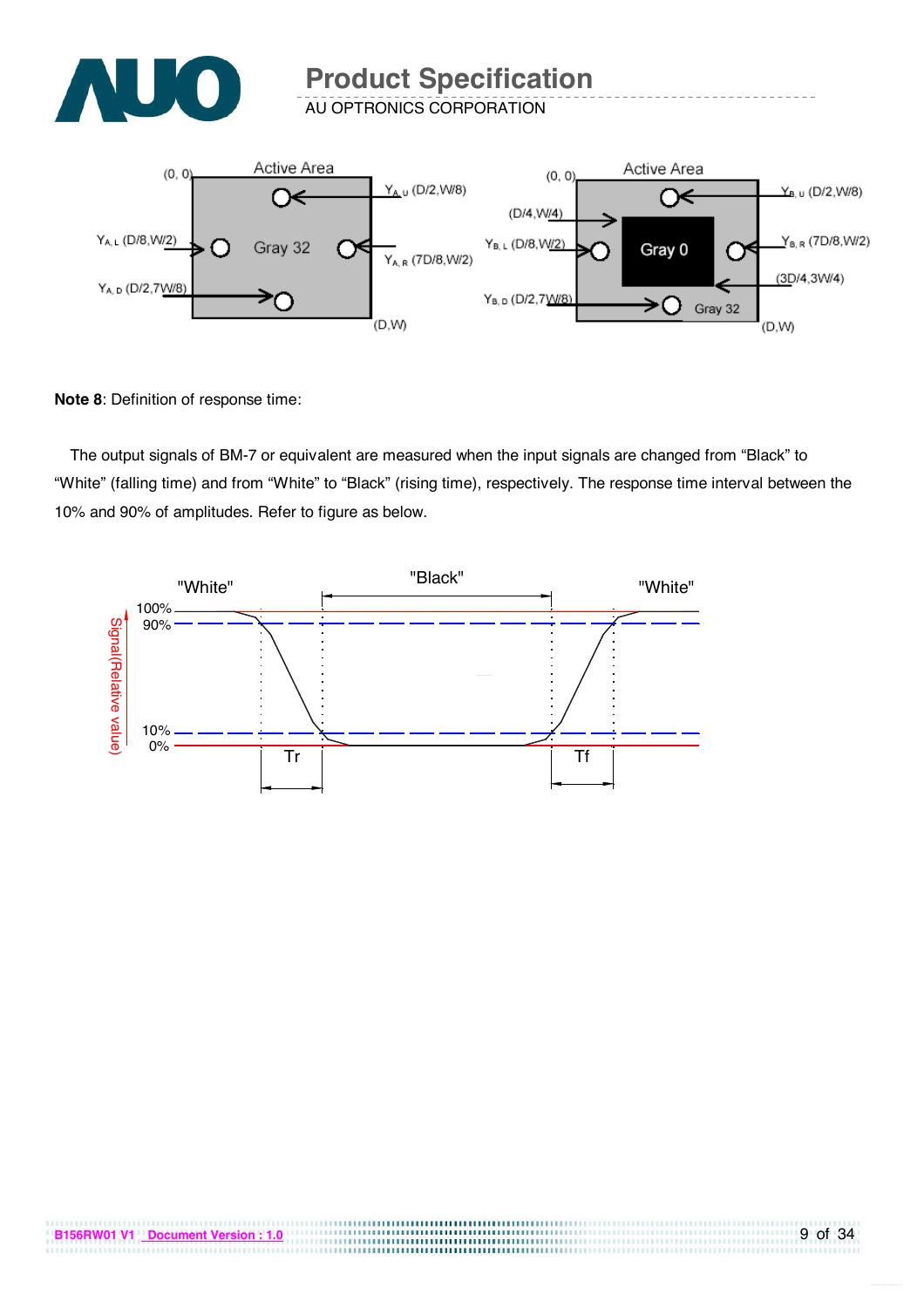**Note 8**: Definition of response time:

The output signals of BM-7 or equivalent are measured when the input signals are changed from “Black” to “White” (falling time) and from “White” to “Black” (rising time), respectively. The response time interval between the 10% and 90% of amplitudes. Refer to figure as below.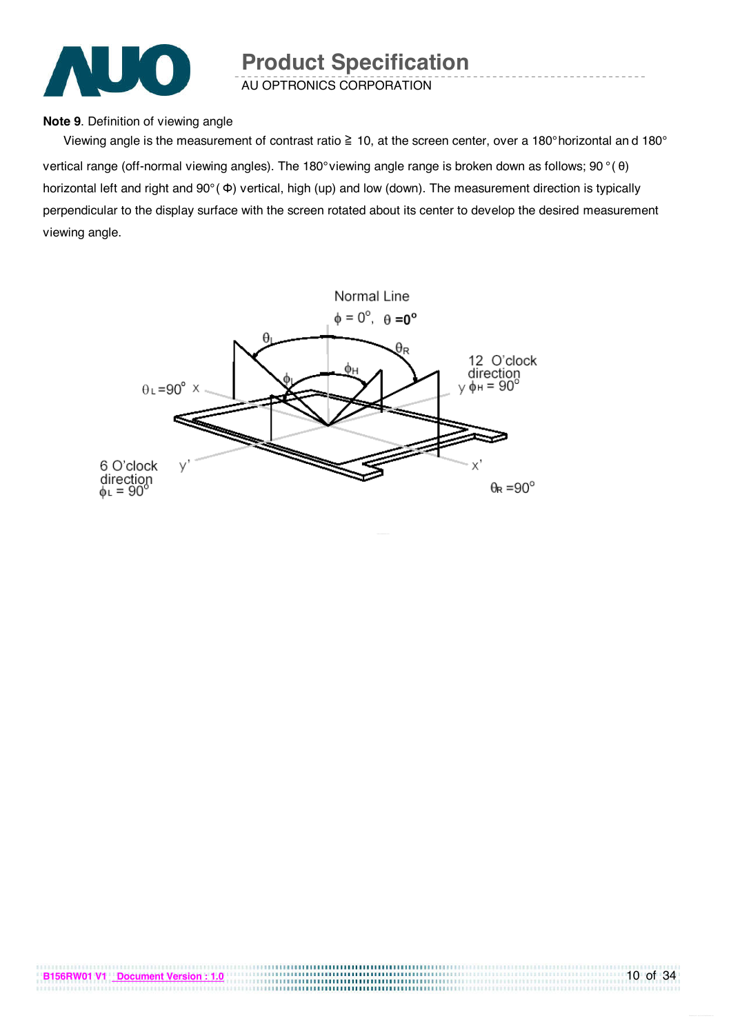**Note 9**. Definition of viewing angle

Viewing angle is the measurement of contrast ratio ≧ 10, at the screen center, over a 180° horizontal an d 180° vertical range (off-normal viewing angles). The 180° viewing angle range is broken down as follows; 90 ° ( θ) horizontal left and right and 90° ( Φ) vertical, high (up) and low (down). The measurement direction is typically perpendicular to the display surface with the screen rotated about its center to develop the desired measurement viewing angle.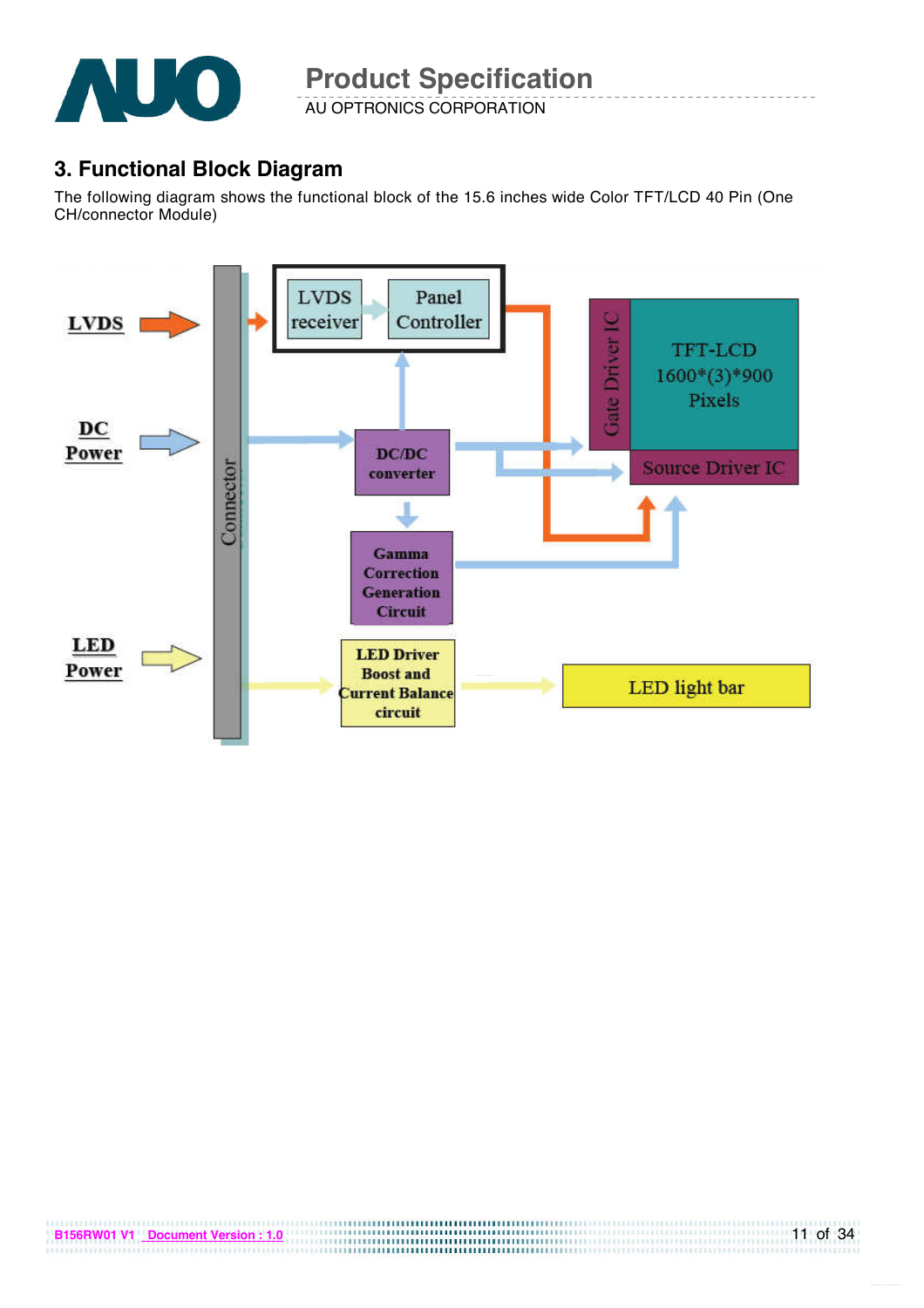## 3. Functional Block Diagram

The following diagram shows the functional block of the 15.6 inches wide Color TFT/LCD 40 Pin (One CH/connector Module)

LVDS

DC Power

LED Power

Connector

LVDS receiver

Panel Controller

DC/DC converter

Gamma Correction Generation Circuit

LED Driver Boost and Current Balance circuit

Gate Driver IC

TFT-LCD 1600*(3)*900 Pixels

Source Driver IC

LED light bar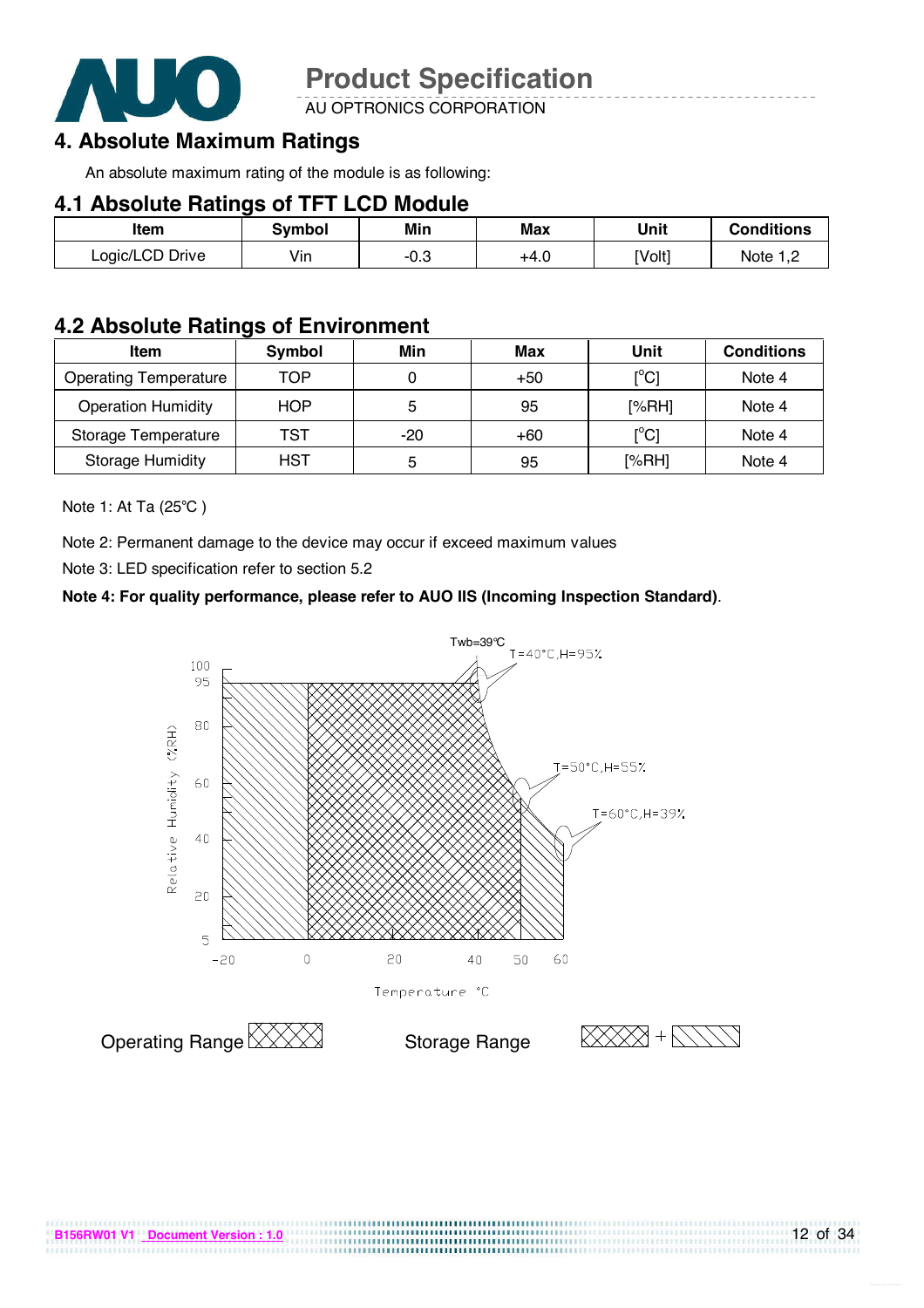# 4. Absolute Maximum Ratings

An absolute maximum rating of the module is as following:

## 4.1 Absolute Ratings of TFT LCD Module

| Item | Symbol | Min | Max | Unit | Conditions |
|---|---|---|---|---|---|
| Logic/LCD Drive | Vin | -0.3 | +4.0 | [Volt] | Note 1,2 |

## 4.2 Absolute Ratings of Environment

| Item | Symbol | Min | Max | Unit | Conditions |
|---|---|---|---|---|---|
| Operating Temperature | TOP | 0 | +50 | [°C] | Note 4 |
| Operation Humidity | HOP | 5 | 95 | [%RH] | Note 4 |
| Storage Temperature | TST | -20 | +60 | [°C] | Note 4 |
| Storage Humidity | HST | 5 | 95 | [%RH] | Note 4 |

Note 1: At Ta (25℃ )

Note 2: Permanent damage to the device may occur if exceed maximum values

Note 3: LED specification refer to section 5.2

**Note 4: For quality performance, please refer to AUO IIS (Incoming Inspection Standard).**

Twb=39℃

T=40°C,H=95%

T=50°C,H=55%

T=60°C,H=39%

Relative Humidity (%RH)

Temperature °C

Operating Range

Storage Range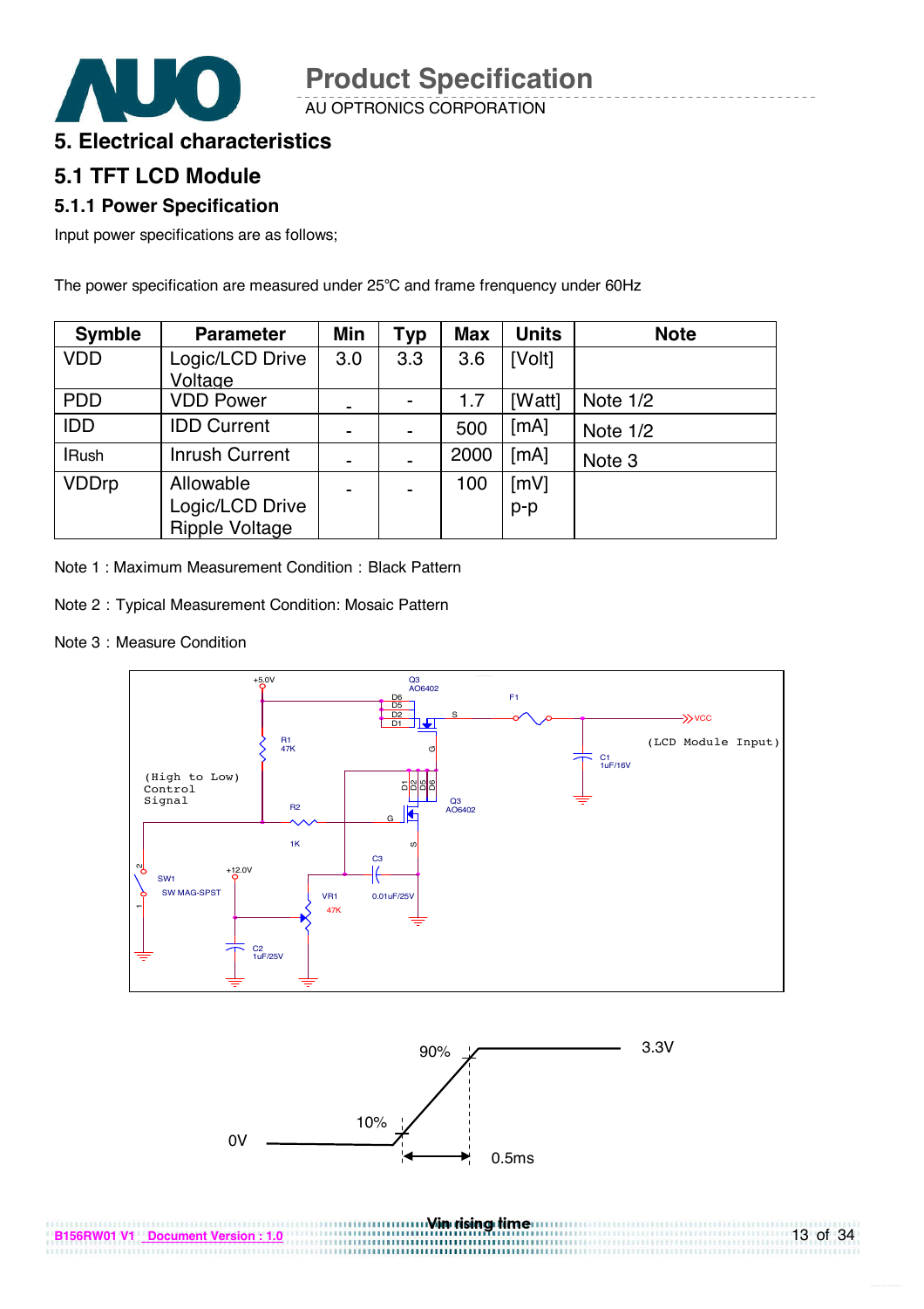# 5. Electrical characteristics

## 5.1 TFT LCD Module

### 5.1.1 Power Specification

Input power specifications are as follows;

The power specification are measured under 25℃ and frame frenquency under 60Hz

| Symble | Parameter | Min | Typ | Max | Units | Note |
|---|---|---|---|---|---|---|
| VDD | Logic/LCD Drive Voltage | 3.0 | 3.3 | 3.6 | [Volt] | |
| PDD | VDD Power | - | - | 1.7 | [Watt] | Note 1/2 |
| IDD | IDD Current | - | - | 500 | [mA] | Note 1/2 |
| IRush | Inrush Current | - | - | 2000 | [mA] | Note 3 |
| VDDrp | Allowable Logic/LCD Drive Ripple Voltage | - | - | 100 | [mV] p-p | |

Note 1 : Maximum Measurement Condition : Black Pattern

Note 2 : Typical Measurement Condition: Mosaic Pattern

Note 3 : Measure Condition

Vin rising time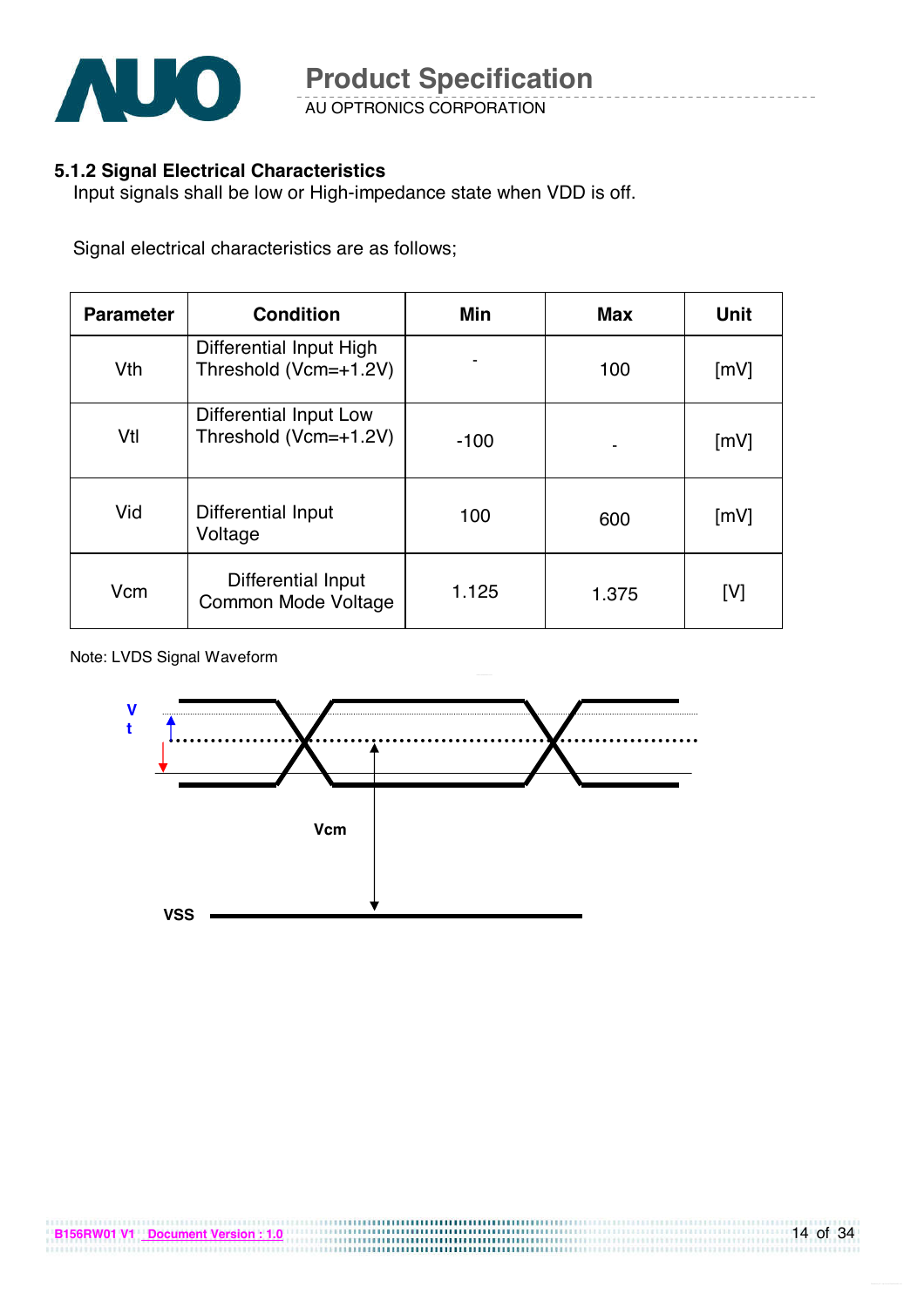### 5.1.2 Signal Electrical Characteristics

Input signals shall be low or High-impedance state when VDD is off.

Signal electrical characteristics are as follows;

| Parameter | Condition | Min | Max | Unit |
|---|---|---|---|---|
| Vth | Differential Input High Threshold (Vcm=+1.2V) | - | 100 | [mV] |
| Vtl | Differential Input Low Threshold (Vcm=+1.2V) | -100 | - | [mV] |
| Vid | Differential Input Voltage | 100 | 600 | [mV] |
| Vcm | Differential Input Common Mode Voltage | 1.125 | 1.375 | [V] |

Note: LVDS Signal Waveform

Vt

Vcm

VSS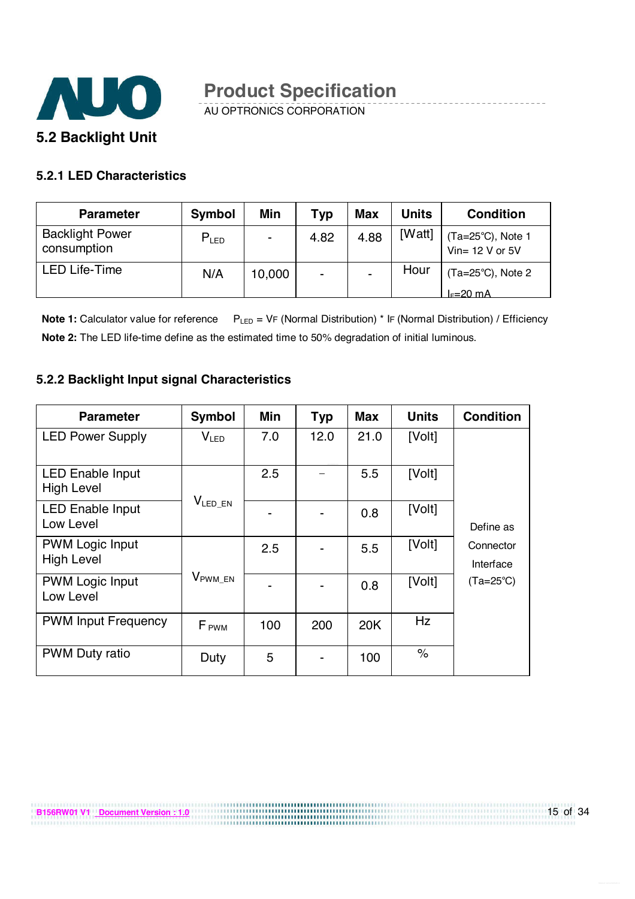## 5.2 Backlight Unit

### 5.2.1 LED Characteristics

| Parameter | Symbol | Min | Typ | Max | Units | Condition |
|---|---|---|---|---|---|---|
| Backlight Power consumption | $P_{LED}$ | - | 4.82 | 4.88 | [Watt] | (Ta=25℃), Note 1 Vin= 12 V or 5V |
| LED Life-Time | N/A | 10,000 | - | - | Hour | (Ta=25℃), Note 2 $I_F$=20 mA |

**Note 1:** Calculator value for reference $P_{LED}$ = VF (Normal Distribution) * IF (Normal Distribution) / Efficiency

**Note 2:** The LED life-time define as the estimated time to 50% degradation of initial luminous.

### 5.2.2 Backlight Input signal Characteristics

| Parameter | Symbol | Min | Typ | Max | Units | Condition |
|---|---|---|---|---|---|---|
| LED Power Supply | $V_{LED}$ | 7.0 | 12.0 | 21.0 | [Volt] | Define as Connector Interface (Ta=25℃) |
| LED Enable Input High Level | $V_{LED\_EN}$ | 2.5 | – | 5.5 | [Volt] | |
| LED Enable Input Low Level | | - | - | 0.8 | [Volt] | |
| PWM Logic Input High Level | $V_{PWM\_EN}$ | 2.5 | - | 5.5 | [Volt] | |
| PWM Logic Input Low Level | | - | - | 0.8 | [Volt] | |
| PWM Input Frequency | $F_{PWM}$ | 100 | 200 | 20K | Hz | |
| PWM Duty ratio | Duty | 5 | - | 100 | % | |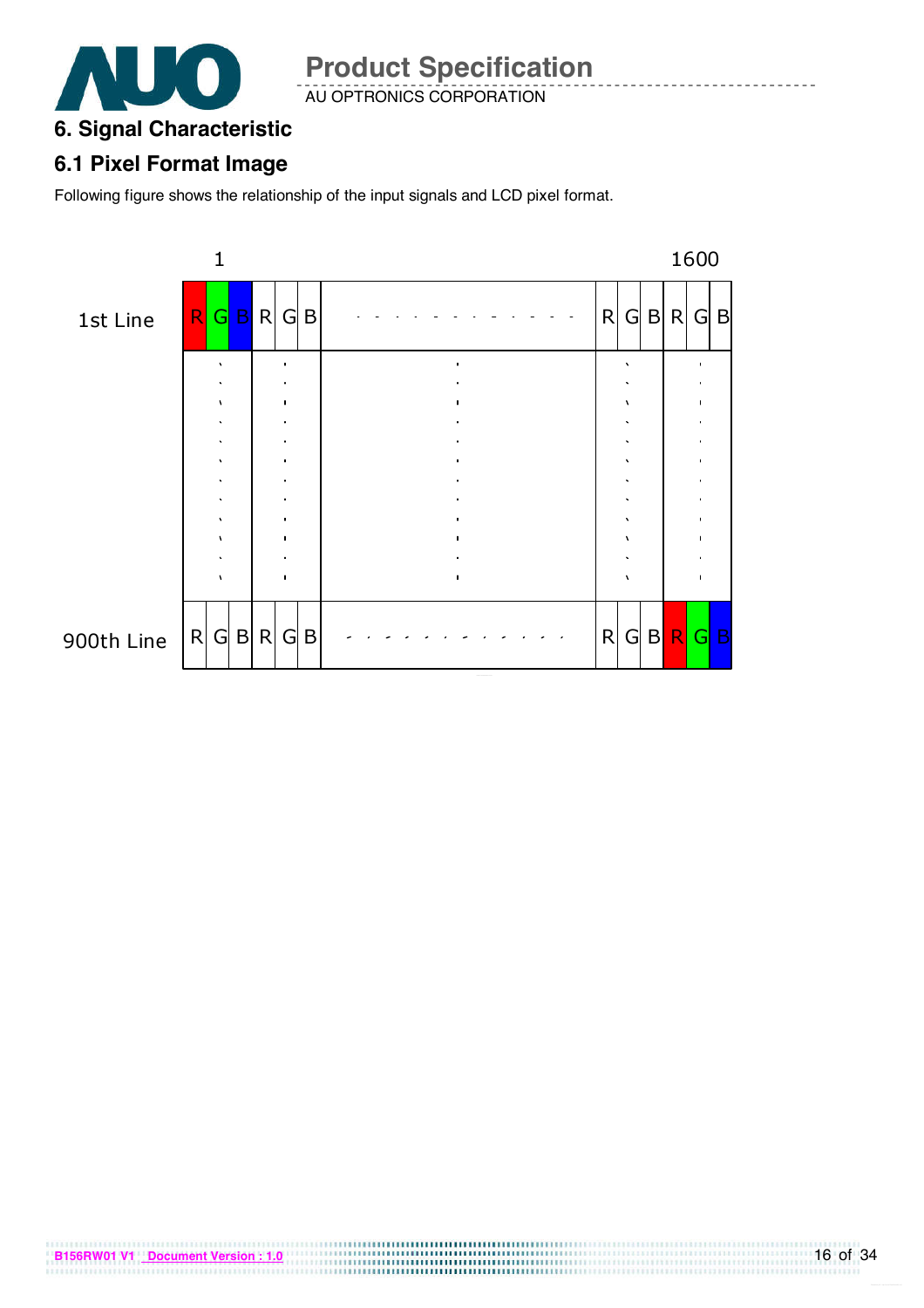# 6. Signal Characteristic

## 6.1 Pixel Format Image

Following figure shows the relationship of the input signals and LCD pixel format.

|  | 1 |  |  |  |  |  |  |  |  |  | 1600 |  |  |
|---|---|---|---|---|---|---|---|---|---|---|---|---|---|
| 1st Line | R | G | B | R | G | B | - - - - - - - - - - - | R | G | B | R | G | B |
| 900th Line | R | G | B | R | G | B | - - - - - - - - - - - | R | G | B | R | G | B |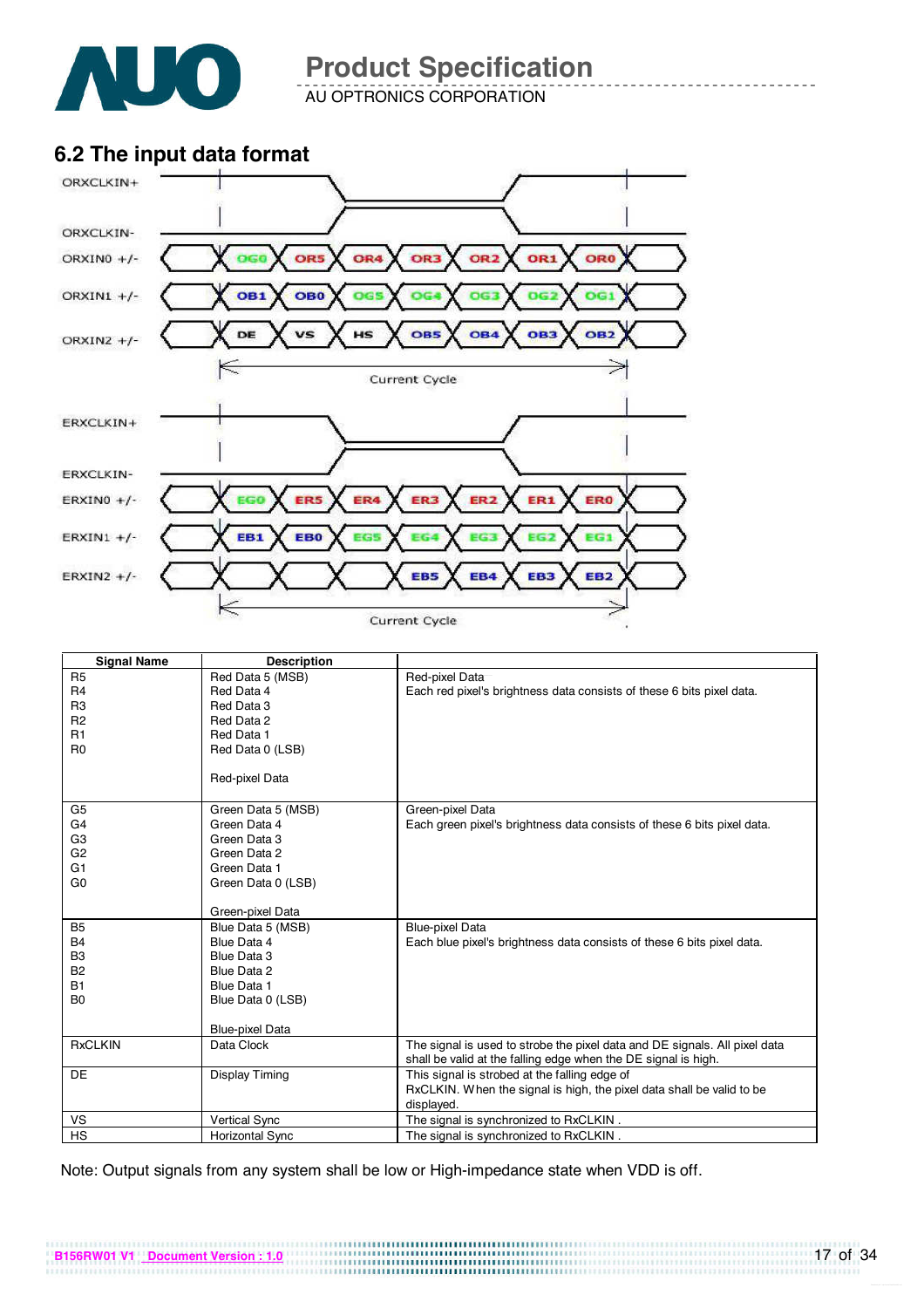## 6.2 The input data format

ORXCLKIN+

ORXCLKIN-

ORXIN0 +/- : OG0, OR5, OR4, OR3, OR2, OR1, OR0

ORXIN1 +/- : OB1, OB0, OG5, OG4, OG3, OG2, OG1

ORXIN2 +/- : DE, VS, HS, OB5, OB4, OB3, OB2

Current Cycle

ERXCLKIN+

ERXCLKIN-

ERXIN0 +/- : EG0, ER5, ER4, ER3, ER2, ER1, ER0

ERXIN1 +/- : EB1, EB0, EG5, EG4, EG3, EG2, EG1

ERXIN2 +/- : EB5, EB4, EB3, EB2

Current Cycle

| Signal Name | Description | |
|---|---|---|
| R5<br>R4<br>R3<br>R2<br>R1<br>R0 | Red Data 5 (MSB)<br>Red Data 4<br>Red Data 3<br>Red Data 2<br>Red Data 1<br>Red Data 0 (LSB)<br><br>Red-pixel Data | Red-pixel Data<br>Each red pixel's brightness data consists of these 6 bits pixel data. |
| G5<br>G4<br>G3<br>G2<br>G1<br>G0 | Green Data 5 (MSB)<br>Green Data 4<br>Green Data 3<br>Green Data 2<br>Green Data 1<br>Green Data 0 (LSB)<br><br>Green-pixel Data | Green-pixel Data<br>Each green pixel's brightness data consists of these 6 bits pixel data. |
| B5<br>B4<br>B3<br>B2<br>B1<br>B0 | Blue Data 5 (MSB)<br>Blue Data 4<br>Blue Data 3<br>Blue Data 2<br>Blue Data 1<br>Blue Data 0 (LSB)<br><br>Blue-pixel Data | Blue-pixel Data<br>Each blue pixel's brightness data consists of these 6 bits pixel data. |
| RxCLKIN | Data Clock | The signal is used to strobe the pixel data and DE signals. All pixel data shall be valid at the falling edge when the DE signal is high. |
| DE | Display Timing | This signal is strobed at the falling edge of RxCLKIN. When the signal is high, the pixel data shall be valid to be displayed. |
| VS | Vertical Sync | The signal is synchronized to RxCLKIN . |
| HS | Horizontal Sync | The signal is synchronized to RxCLKIN . |

Note: Output signals from any system shall be low or High-impedance state when VDD is off.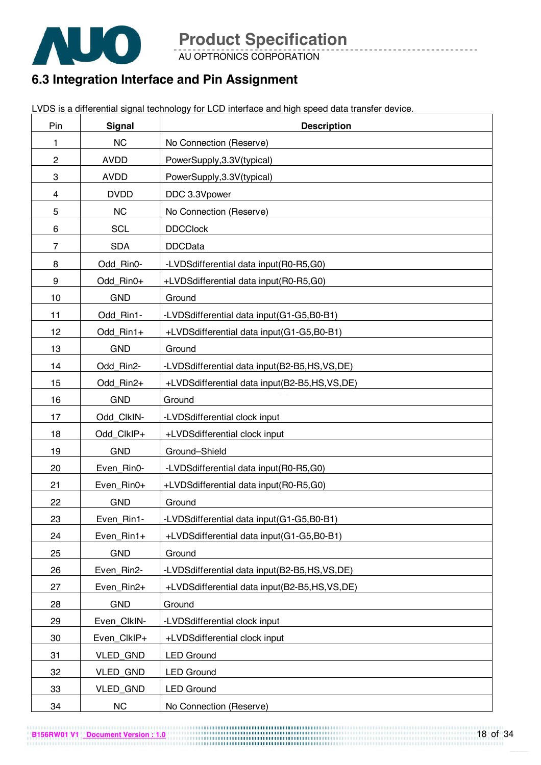## 6.3 Integration Interface and Pin Assignment

LVDS is a differential signal technology for LCD interface and high speed data transfer device.

| Pin | Signal | Description |
|---|---|---|
| 1 | NC | No Connection (Reserve) |
| 2 | AVDD | PowerSupply,3.3V(typical) |
| 3 | AVDD | PowerSupply,3.3V(typical) |
| 4 | DVDD | DDC 3.3Vpower |
| 5 | NC | No Connection (Reserve) |
| 6 | SCL | DDCClock |
| 7 | SDA | DDCData |
| 8 | Odd_Rin0- | -LVDSdifferential data input(R0-R5,G0) |
| 9 | Odd_Rin0+ | +LVDSdifferential data input(R0-R5,G0) |
| 10 | GND | Ground |
| 11 | Odd_Rin1- | -LVDSdifferential data input(G1-G5,B0-B1) |
| 12 | Odd_Rin1+ | +LVDSdifferential data input(G1-G5,B0-B1) |
| 13 | GND | Ground |
| 14 | Odd_Rin2- | -LVDSdifferential data input(B2-B5,HS,VS,DE) |
| 15 | Odd_Rin2+ | +LVDSdifferential data input(B2-B5,HS,VS,DE) |
| 16 | GND | Ground |
| 17 | Odd_ClkIN- | -LVDSdifferential clock input |
| 18 | Odd_ClkIP+ | +LVDSdifferential clock input |
| 19 | GND | Ground–Shield |
| 20 | Even_Rin0- | -LVDSdifferential data input(R0-R5,G0) |
| 21 | Even_Rin0+ | +LVDSdifferential data input(R0-R5,G0) |
| 22 | GND | Ground |
| 23 | Even_Rin1- | -LVDSdifferential data input(G1-G5,B0-B1) |
| 24 | Even_Rin1+ | +LVDSdifferential data input(G1-G5,B0-B1) |
| 25 | GND | Ground |
| 26 | Even_Rin2- | -LVDSdifferential data input(B2-B5,HS,VS,DE) |
| 27 | Even_Rin2+ | +LVDSdifferential data input(B2-B5,HS,VS,DE) |
| 28 | GND | Ground |
| 29 | Even_ClkIN- | -LVDSdifferential clock input |
| 30 | Even_ClkIP+ | +LVDSdifferential clock input |
| 31 | VLED_GND | LED Ground |
| 32 | VLED_GND | LED Ground |
| 33 | VLED_GND | LED Ground |
| 34 | NC | No Connection (Reserve) |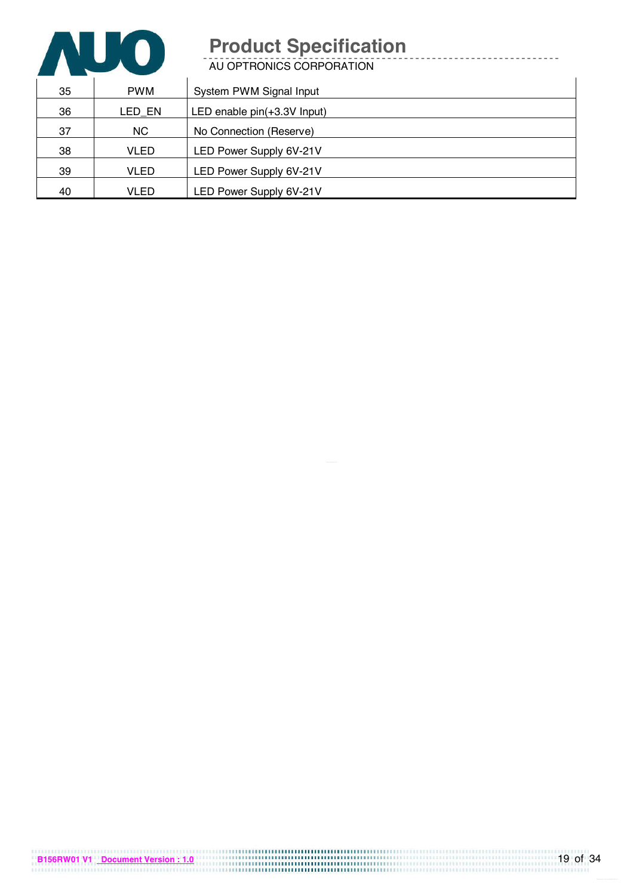| 35 | PWM | System PWM Signal Input |
|---|---|---|
| 36 | LED_EN | LED enable pin(+3.3V Input) |
| 37 | NC | No Connection (Reserve) |
| 38 | VLED | LED Power Supply 6V-21V |
| 39 | VLED | LED Power Supply 6V-21V |
| 40 | VLED | LED Power Supply 6V-21V |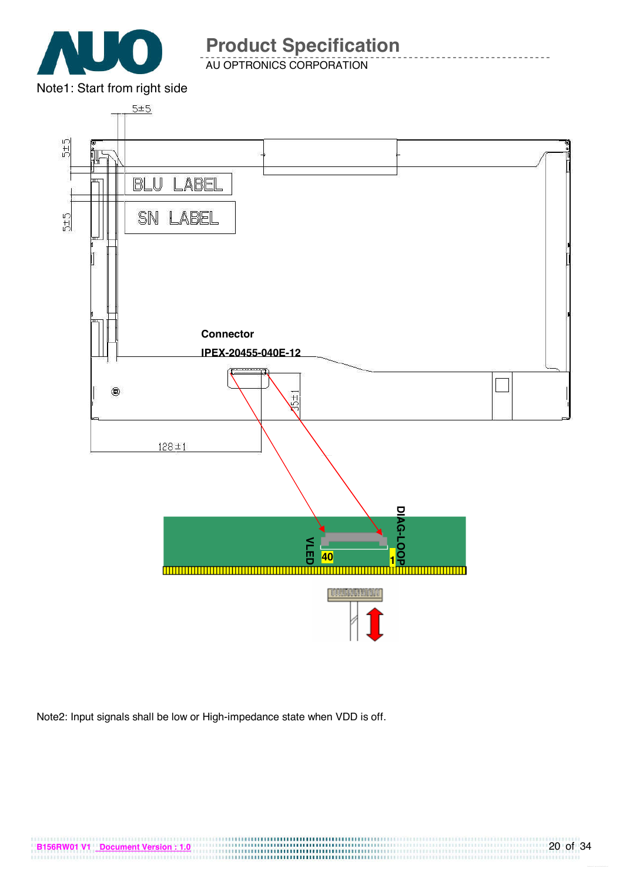Note1: Start from right side

Connector

IPEX-20455-040E-12

Note2: Input signals shall be low or High-impedance state when VDD is off.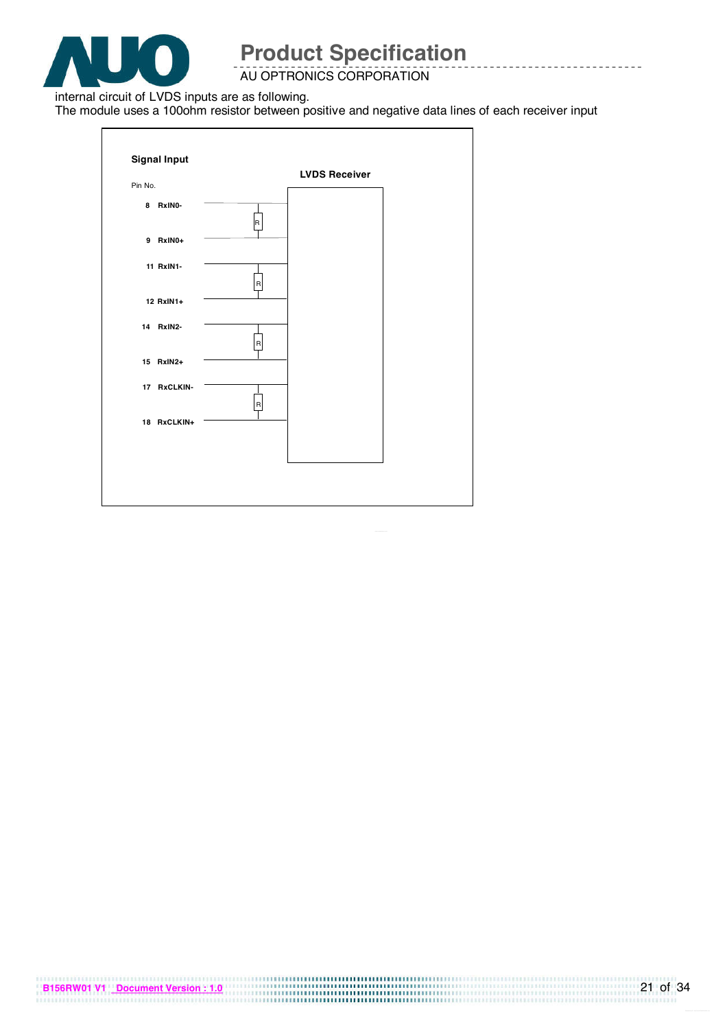internal circuit of LVDS inputs are as following.

The module uses a 100ohm resistor between positive and negative data lines of each receiver input

Signal Input

LVDS Receiver

Pin No.

8 RxIN0-

9 RxIN0+

11 RxIN1-

12 RxIN1+

14 RxIN2-

15 RxIN2+

17 RxCLKIN-

18 RxCLKIN+

R

R

R

R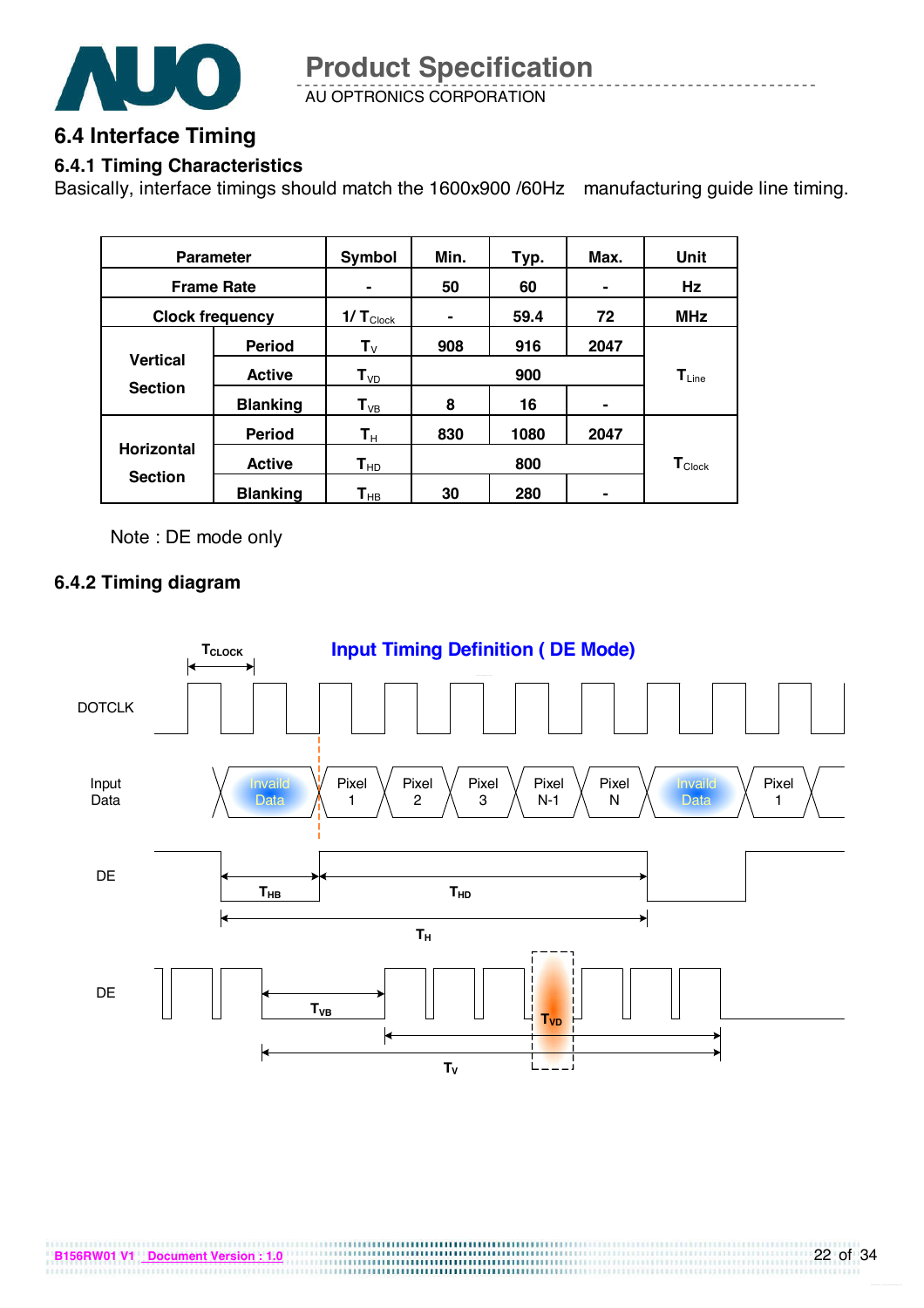## 6.4 Interface Timing

### 6.4.1 Timing Characteristics

Basically, interface timings should match the 1600x900 /60Hz manufacturing guide line timing.

| Parameter | | Symbol | Min. | Typ. | Max. | Unit |
|---|---|---|---|---|---|---|
| Frame Rate | | - | 50 | 60 | - | Hz |
| Clock frequency | | $1/T_{Clock}$ | - | 59.4 | 72 | MHz |
| Vertical Section | Period | $T_V$ | 908 | 916 | 2047 | $T_{Line}$ |
| | Active | $T_{VD}$ | | 900 | | |
| | Blanking | $T_{VB}$ | 8 | 16 | - | |
| Horizontal Section | Period | $T_H$ | 830 | 1080 | 2047 | $T_{Clock}$ |
| | Active | $T_{HD}$ | | 800 | | |
| | Blanking | $T_{HB}$ | 30 | 280 | - | |

Note : DE mode only

### 6.4.2 Timing diagram

**Input Timing Definition ( DE Mode)**

$T_{CLOCK}$

DOTCLK

Input Data: Invaild Data, Pixel 1, Pixel 2, Pixel 3, Pixel N-1, Pixel N, Invaild Data, Pixel 1

DE: $T_{HB}$, $T_{HD}$, $T_H$

DE: $T_{VB}$, $T_{VD}$, $T_V$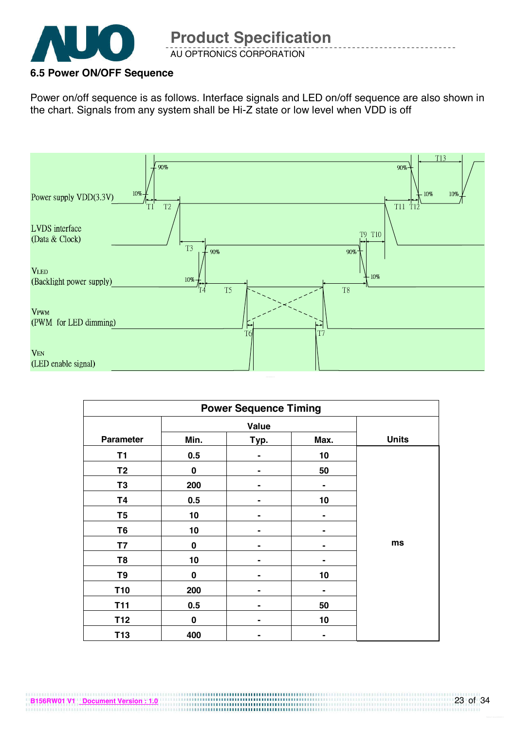### 6.5 Power ON/OFF Sequence

Power on/off sequence is as follows. Interface signals and LED on/off sequence are also shown in the chart. Signals from any system shall be Hi-Z state or low level when VDD is off

| Power Sequence Timing | | | | |
|---|---|---|---|---|
| Parameter | Value | | | Units |
| | Min. | Typ. | Max. | |
| T1 | 0.5 | - | 10 | ms |
| T2 | 0 | - | 50 | |
| T3 | 200 | - | - | |
| T4 | 0.5 | - | 10 | |
| T5 | 10 | - | - | |
| T6 | 10 | - | - | |
| T7 | 0 | - | - | |
| T8 | 10 | - | - | |
| T9 | 0 | - | 10 | |
| T10 | 200 | - | - | |
| T11 | 0.5 | - | 50 | |
| T12 | 0 | - | 10 | |
| T13 | 400 | - | - | |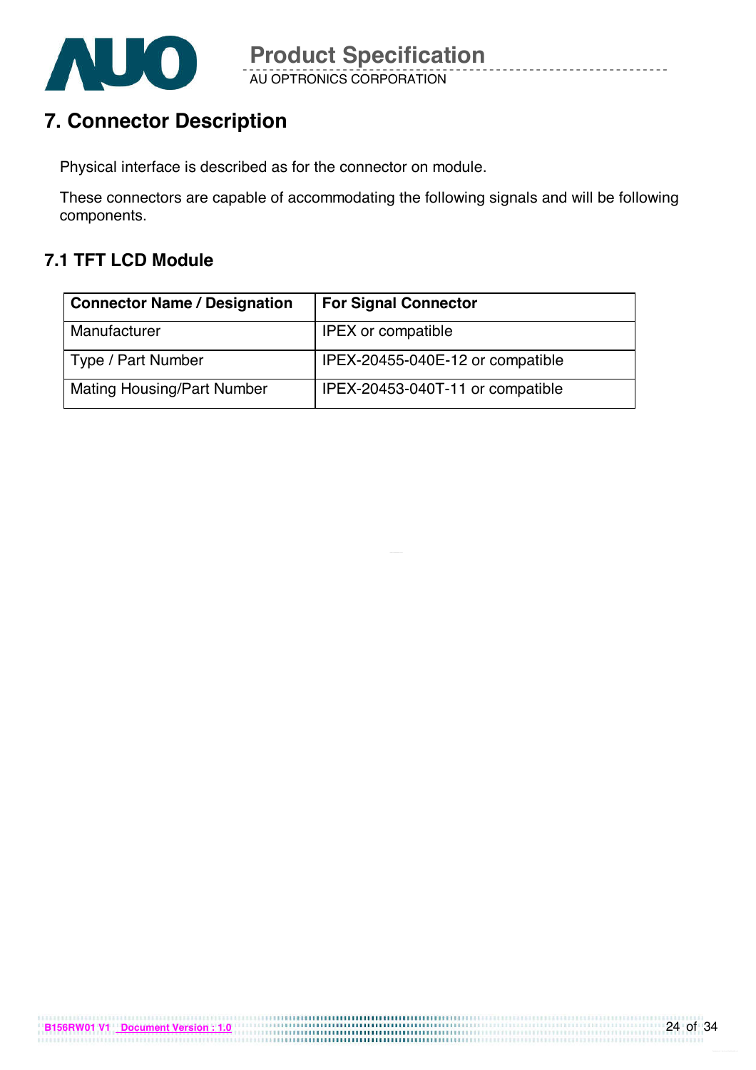# 7. Connector Description

Physical interface is described as for the connector on module.

These connectors are capable of accommodating the following signals and will be following components.

## 7.1 TFT LCD Module

| Connector Name / Designation | For Signal Connector |
|---|---|
| Manufacturer | IPEX or compatible |
| Type / Part Number | IPEX-20455-040E-12 or compatible |
| Mating Housing/Part Number | IPEX-20453-040T-11 or compatible |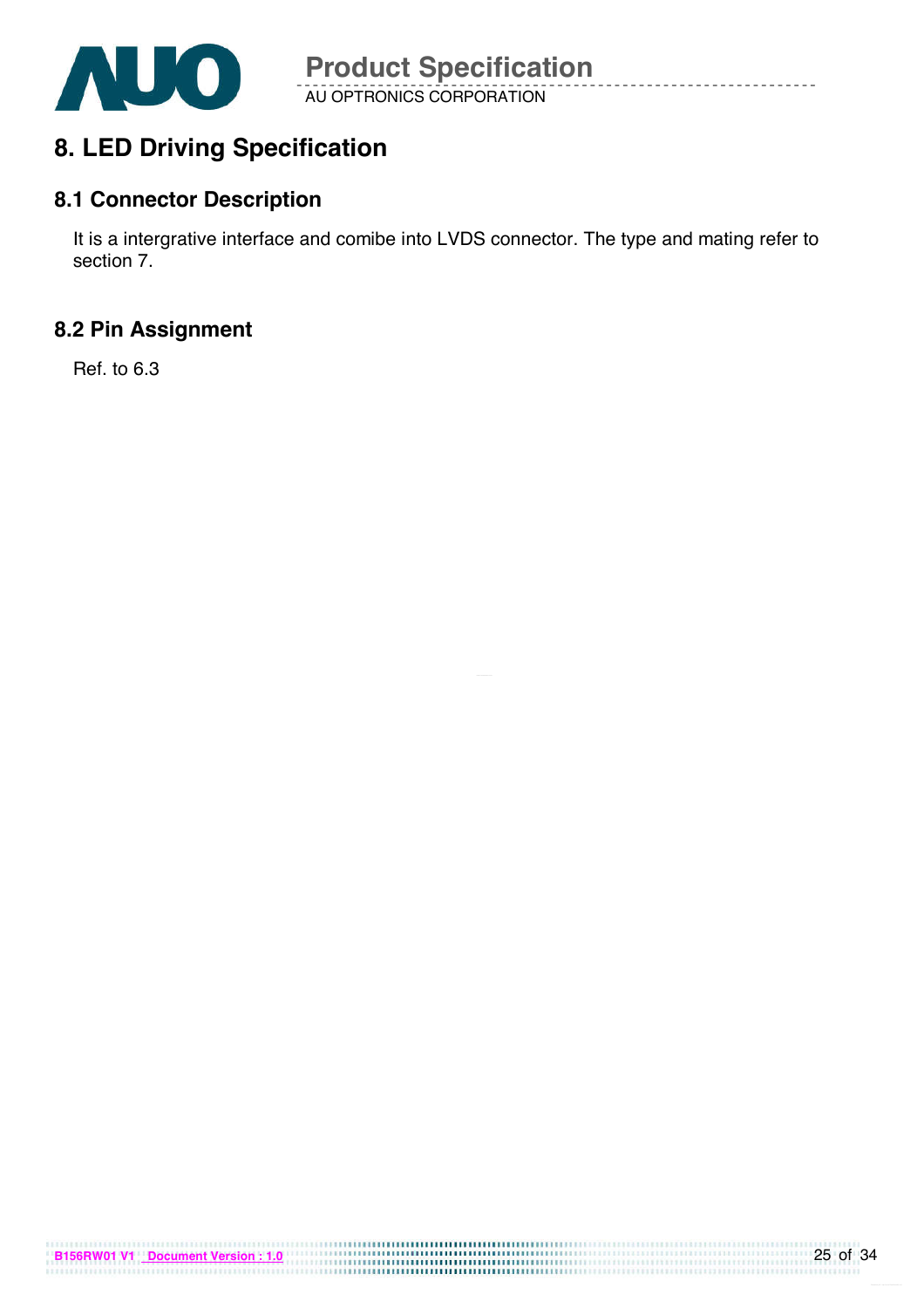# 8. LED Driving Specification

## 8.1 Connector Description

It is a intergrative interface and comibe into LVDS connector. The type and mating refer to section 7.

## 8.2 Pin Assignment

Ref. to 6.3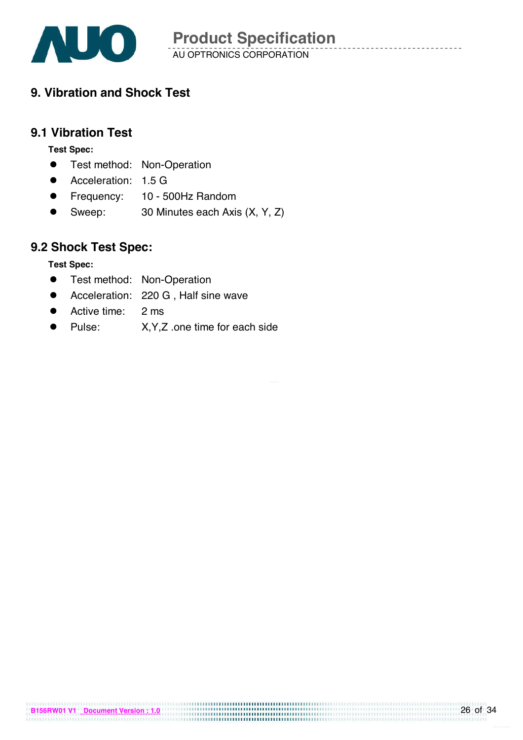# 9. Vibration and Shock Test

## 9.1 Vibration Test

**Test Spec:**

- Test method: Non-Operation
- Acceleration: 1.5 G
- Frequency: 10 - 500Hz Random
- Sweep: 30 Minutes each Axis (X, Y, Z)

## 9.2 Shock Test Spec:

**Test Spec:**

- Test method: Non-Operation
- Acceleration: 220 G , Half sine wave
- Active time: 2 ms
- Pulse: X,Y,Z .one time for each side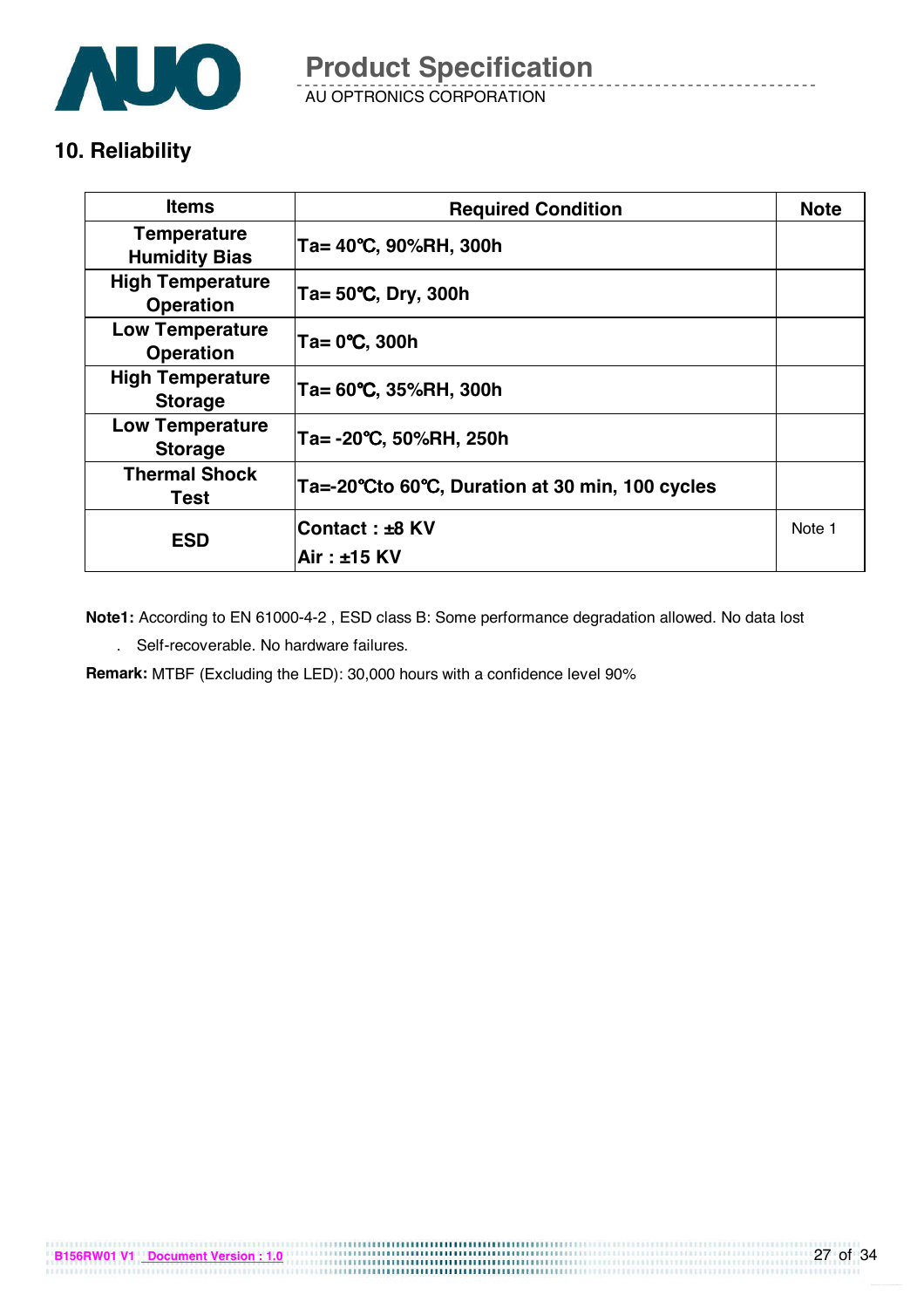## 10. Reliability

| Items | Required Condition | Note |
|---|---|---|
| Temperature Humidity Bias | Ta= 40℃, 90%RH, 300h | |
| High Temperature Operation | Ta= 50℃, Dry, 300h | |
| Low Temperature Operation | Ta= 0℃, 300h | |
| High Temperature Storage | Ta= 60℃, 35%RH, 300h | |
| Low Temperature Storage | Ta= -20℃, 50%RH, 250h | |
| Thermal Shock Test | Ta=-20℃to 60℃, Duration at 30 min, 100 cycles | |
| ESD | Contact : ±8 KV<br>Air : ±15 KV | Note 1 |

**Note1:** According to EN 61000-4-2 , ESD class B: Some performance degradation allowed. No data lost

. Self-recoverable. No hardware failures.

**Remark:** MTBF (Excluding the LED): 30,000 hours with a confidence level 90%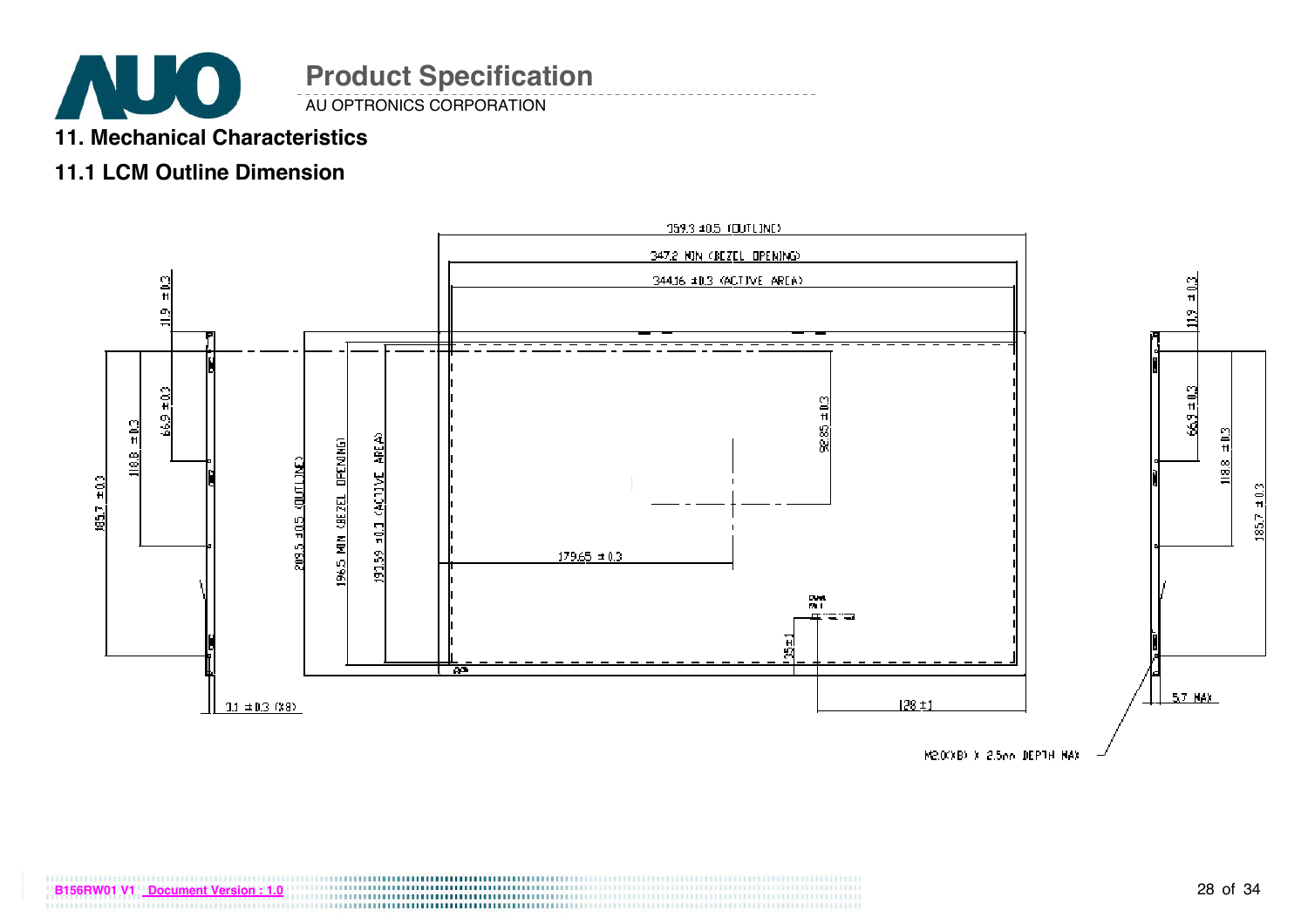## 11. Mechanical Characteristics

### 11.1 LCM Outline Dimension

359.3 ±0.5 (OUTLINE)

347.2 MIN (BEZEL OPENING)

344.16 ±0.3 (ACTIVE AREA)

11.9 ±0.3

66.9 ±0.3

118.8 ±0.3

185.7 ±0.3

209.5 ±0.5 (OUTLINE)

196.5 MIN (BEZEL OPENING)

193.59 ±0.3 (ACTIVE AREA)

92.85 ±0.3

179.65 ±0.3

35±1

128±1

3.1 ±0.3 (X8)

5.7 MAX

M2.0(X8) X 2.5mm DEPTH MAX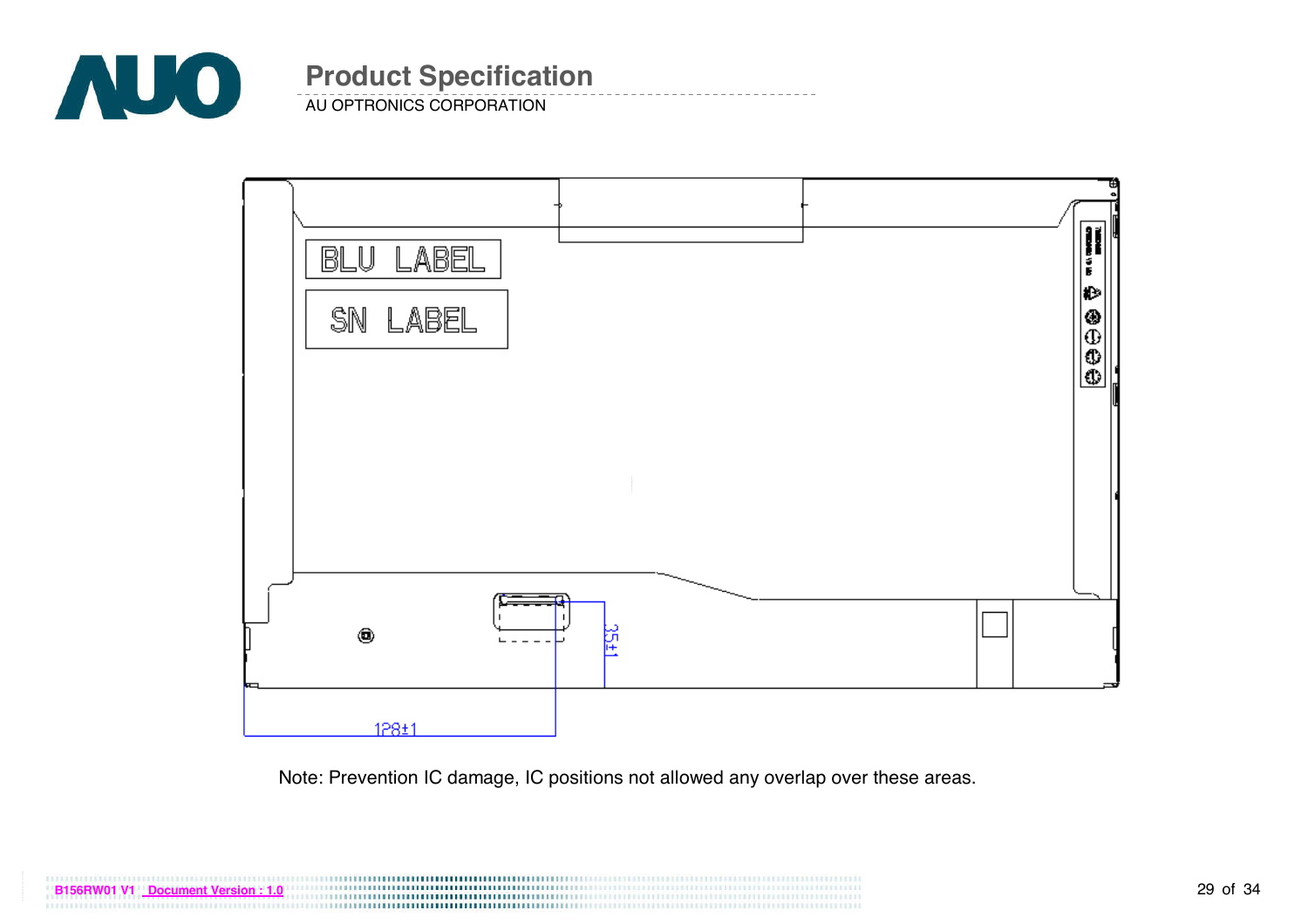BLU LABEL

SN LABEL

35±1

128±1

Note: Prevention IC damage, IC positions not allowed any overlap over these areas.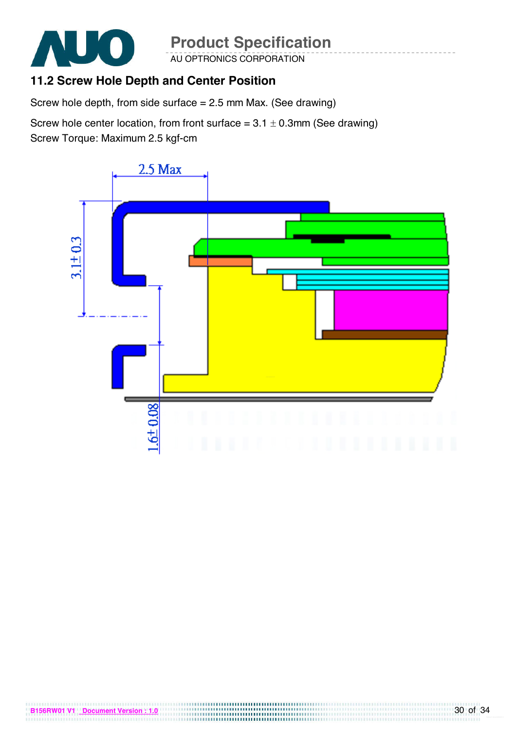## 11.2 Screw Hole Depth and Center Position

Screw hole depth, from side surface = 2.5 mm Max. (See drawing)

Screw hole center location, from front surface = 3.1 ± 0.3mm (See drawing)

Screw Torque: Maximum 2.5 kgf-cm

2.5 Max

3.1± 0.3

1.6± 0.08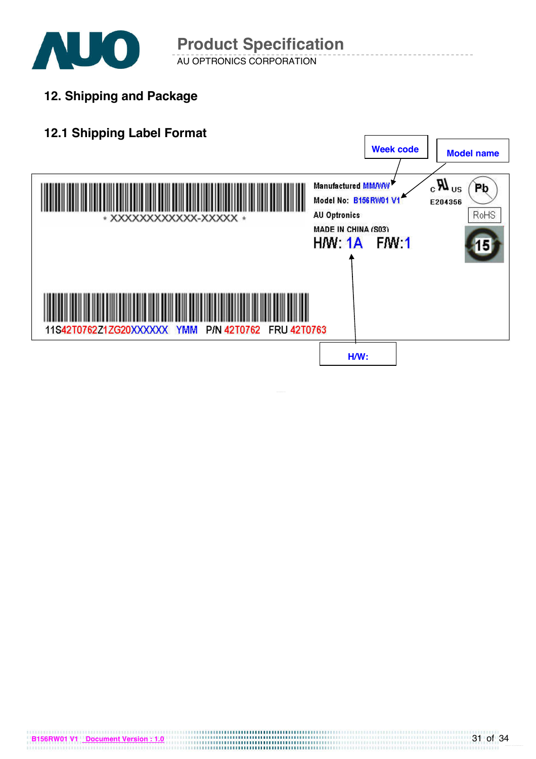## 12. Shipping and Package

### 12.1 Shipping Label Format

Week code

Model name

\* XXXXXXXXXXXX-XXXXX \*

Manufactured MM/WW

Model No: B156RW01 V1

AU Optronics

MADE IN CHINA (S03)

H/W: 1A F/W:1

c US E204356

Pb

RoHS

15

11S42T0762Z1ZG20XXXXXX YMM P/N 42T0762 FRU 42T0763

H/W: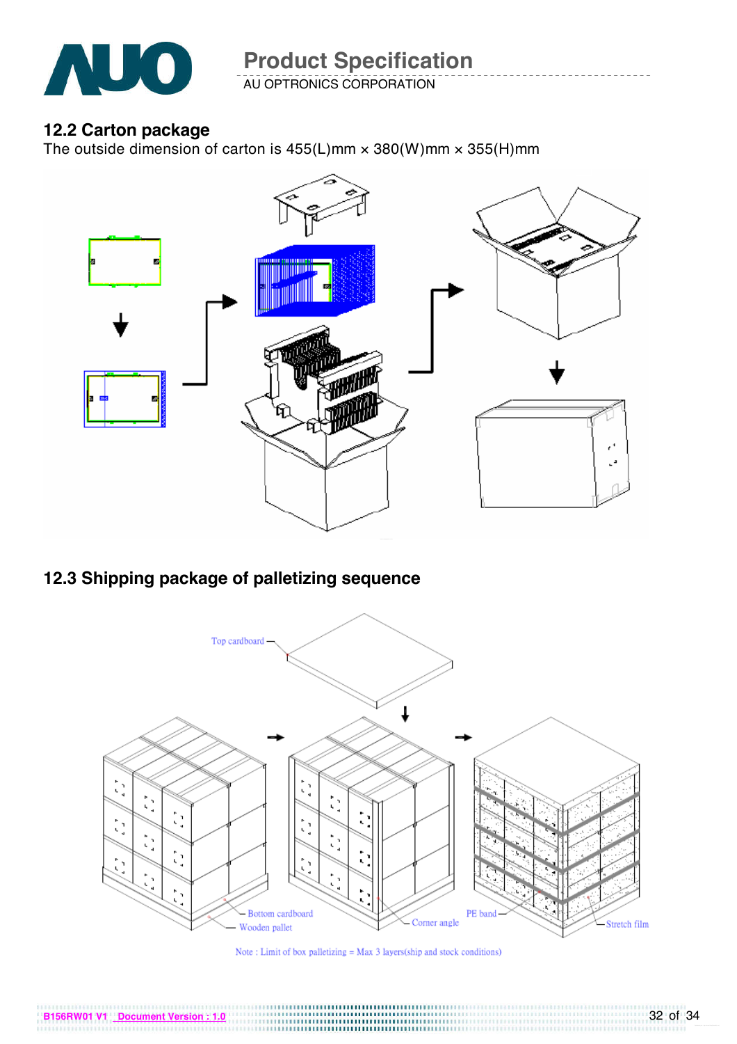## 12.2 Carton package

The outside dimension of carton is 455(L)mm × 380(W)mm × 355(H)mm

## 12.3 Shipping package of palletizing sequence

Top cardboard

Bottom cardboard

Wooden pallet

Corner angle

PE band

Stretch film

Note : Limit of box palletizing = Max 3 layers(ship and stock conditions)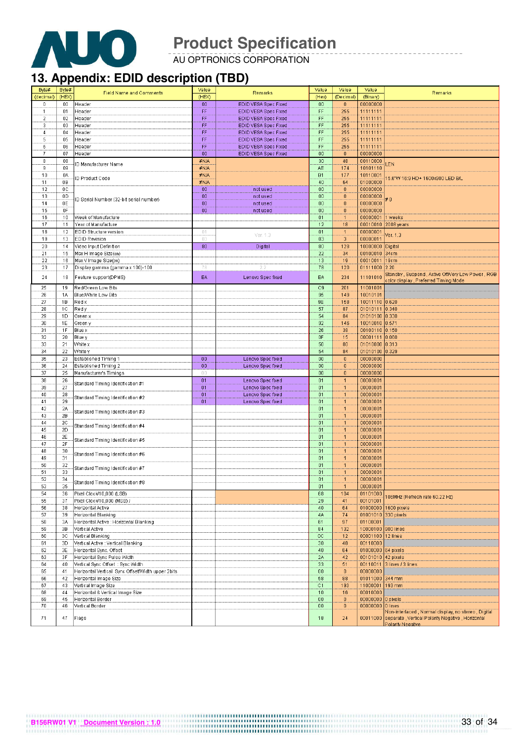# 13. Appendix: EDID description (TBD)

| Byte# (decimal) | Byte# (HEX) | Field Name and Comments | Value (HEX) | Remarks | Value (Hex) | Value (Decimal) | Value (Binary) | Remarks |
|---|---|---|---|---|---|---|---|---|
| 0 | 00 | Header | 00 | EDID VESA Spec Fixed | 00 | 0 | 00000000 | |
| 1 | 01 | Header | FF | EDID VESA Spec Fixed | FF | 255 | 11111111 | |
| 2 | 02 | Header | FF | EDID VESA Spec Fixed | FF | 255 | 11111111 | |
| 3 | 03 | Header | FF | EDID VESA Spec Fixed | FF | 255 | 11111111 | |
| 4 | 04 | Header | FF | EDID VESA Spec Fixed | FF | 255 | 11111111 | |
| 5 | 05 | Header | FF | EDID VESA Spec Fixed | FF | 255 | 11111111 | |
| 6 | 06 | Header | FF | EDID VESA Spec Fixed | FF | 255 | 11111111 | |
| 7 | 07 | Header | 00 | EDID VESA Spec Fixed | 00 | 0 | 00000000 | |
| 8 | 08 | ID Manufacturer Name | #N/A | | 30 | 48 | 00110000 | LEN |
| 9 | 09 | | #N/A | | AE | 174 | 10101110 | |
| 10 | 0A | ID Product Code | #N/A | | B1 | 177 | 10110001 | 15.6"W 16:9 HD+ 1600x900 LED B/L |
| 11 | 0B | | #N/A | | 40 | 64 | 01000000 | |
| 12 | 0C | ID Serial Number (32-bit serial number) | 00 | not used | 00 | 0 | 00000000 | ≠0 |
| 13 | 0D | | 00 | not used | 00 | 0 | 00000000 | |
| 14 | 0E | | 00 | not used | 00 | 0 | 00000000 | |
| 15 | 0F | | 00 | not used | 00 | 0 | 00000000 | |
| 16 | 10 | Week of Manufacture | | | 01 | 1 | 00000001 | 1 weeks |
| 17 | 11 | Year of Manufacture | | | 12 | 18 | 00010010 | 2008 years |
| 18 | 12 | EDID Structure version | 01 | Ver. 1.3 | 01 | 1 | 00000001 | Ver. 1.3 |
| 19 | 13 | EDID Revision | 03 | | 03 | 3 | 00000011 | |
| 20 | 14 | Video Input Definition | 80 | Digital | 80 | 128 | 10000000 | Digital |
| 21 | 15 | Max H image Size(cm) | | | 22 | 34 | 00100010 | 34cm |
| 22 | 16 | Max V image Size(cm) | | | 13 | 19 | 00010011 | 19cm |
| 23 | 17 | Display gamma (gamma x 100)-100 | 78 | 2.2 | 78 | 120 | 01111000 | 2.20 |
| 24 | 18 | Feature support(DPMS) | EA | Lenovo Spec fixed | EA | 234 | 11101010 | Standby, Suspend, Active Off/Very Low Power, RGB color display, Preferred Timing Mode |
| 25 | 19 | Red/Green Low Bits | | | C9 | 201 | 11001001 | |
| 26 | 1A | Blue/White Low Bits | | | 95 | 149 | 10010101 | |
| 27 | 1B | Red x | | | 9E | 158 | 10011110 | 0.620 |
| 28 | 1C | Red y | | | 57 | 87 | 01010111 | 0.340 |
| 29 | 1D | Green x | | | 54 | 84 | 01010100 | 0.330 |
| 30 | 1E | Green y | | | 92 | 146 | 10010010 | 0.571 |
| 31 | 1F | Blue x | | | 26 | 38 | 00100110 | 0.150 |
| 32 | 20 | Blue y | | | 0F | 15 | 00001111 | 0.060 |
| 33 | 21 | White x | | | 50 | 80 | 01010000 | 0.313 |
| 34 | 22 | White y | | | 54 | 84 | 01010100 | 0.329 |
| 35 | 23 | Established Timing 1 | 00 | Lenovo Spec fixed | 00 | 0 | 00000000 | |
| 36 | 24 | Established Timing 2 | 00 | Lenovo Spec fixed | 00 | 0 | 00000000 | |
| 37 | 25 | Manufacturer's Timings | 00 | | 00 | 0 | 00000000 | |
| 38 | 26 | Standard Timing Identification #1 | 01 | Lenovo Spec fixed | 01 | 1 | 00000001 | |
| 39 | 27 | | 01 | Lenovo Spec fixed | 01 | 1 | 00000001 | |
| 40 | 28 | Standard Timing Identification #2 | 01 | Lenovo Spec fixed | 01 | 1 | 00000001 | |
| 41 | 29 | | 01 | Lenovo Spec fixed | 01 | 1 | 00000001 | |
| 42 | 2A | Standard Timing Identification #3 | | | 01 | 1 | 00000001 | |
| 43 | 2B | | | | 01 | 1 | 00000001 | |
| 44 | 2C | Standard Timing Identification #4 | | | 01 | 1 | 00000001 | |
| 45 | 2D | | | | 01 | 1 | 00000001 | |
| 46 | 2E | Standard Timing Identification #5 | | | 01 | 1 | 00000001 | |
| 47 | 2F | | | | 01 | 1 | 00000001 | |
| 48 | 30 | Standard Timing Identification #6 | | | 01 | 1 | 00000001 | |
| 49 | 31 | | | | 01 | 1 | 00000001 | |
| 50 | 32 | Standard Timing Identification #7 | | | 01 | 1 | 00000001 | |
| 51 | 33 | | | | 01 | 1 | 00000001 | |
| 52 | 34 | Standard Timing Identification #8 | | | 01 | 1 | 00000001 | |
| 53 | 35 | | | | 01 | 1 | 00000001 | |
| 54 | 36 | Pixel Clock/10,000 (LSB) | | | 68 | 104 | 01101000 | 106MHz (Refresh rate 60.22 Hz) |
| 55 | 37 | Pixel Clock/10,000 (MSB) | | | 29 | 41 | 00101001 | |
| 56 | 38 | Horizontal Active | | | 40 | 64 | 01000000 | 1600 pixels |
| 57 | 39 | Horizontal Blanking | | | 4A | 74 | 01001010 | 330 pixels |
| 58 | 3A | Horizontal Active : Horizontal Blanking | | | 61 | 97 | 01100001 | |
| 59 | 3B | Vertical Active | | | 84 | 132 | 10000100 | 900 lines |
| 60 | 3C | Vertical Blanking | | | 0C | 12 | 00001100 | 12 lines |
| 61 | 3D | Vertical Active : Vertical Blanking | | | 30 | 48 | 00110000 | |
| 62 | 3E | Horizontal Sync. Offset | | | 40 | 64 | 01000000 | 64 pixels |
| 63 | 3F | Horizontal Sync Pulse Width | | | 2A | 42 | 00101010 | 42 pixels |
| 64 | 40 | Vertical Sync Offset : Sync Width | | | 33 | 51 | 00110011 | 3 lines / 3 lines |
| 65 | 41 | Horizontal Vertical Sync Offset/Width upper 2bits | | | 00 | 0 | 00000000 | |
| 66 | 42 | Horizontal Image Size | | | 58 | 88 | 01011000 | 344 mm |
| 67 | 43 | Vertical Image Size | | | C1 | 193 | 11000001 | 193 mm |
| 68 | 44 | Horizontal & Vertical Image Size | | | 10 | 16 | 00010000 | |
| 69 | 45 | Horizontal Border | | | 00 | 0 | 00000000 | 0 pixels |
| 70 | 46 | Vertical Border | | | 00 | 0 | 00000000 | 0 lines |
| 71 | 47 | Flags | | | 18 | 24 | 00011000 | Non-interlaced, Normal display, no stereo, Digital separate, Vertical Polarity Negative, Horizontal Polarity Negative |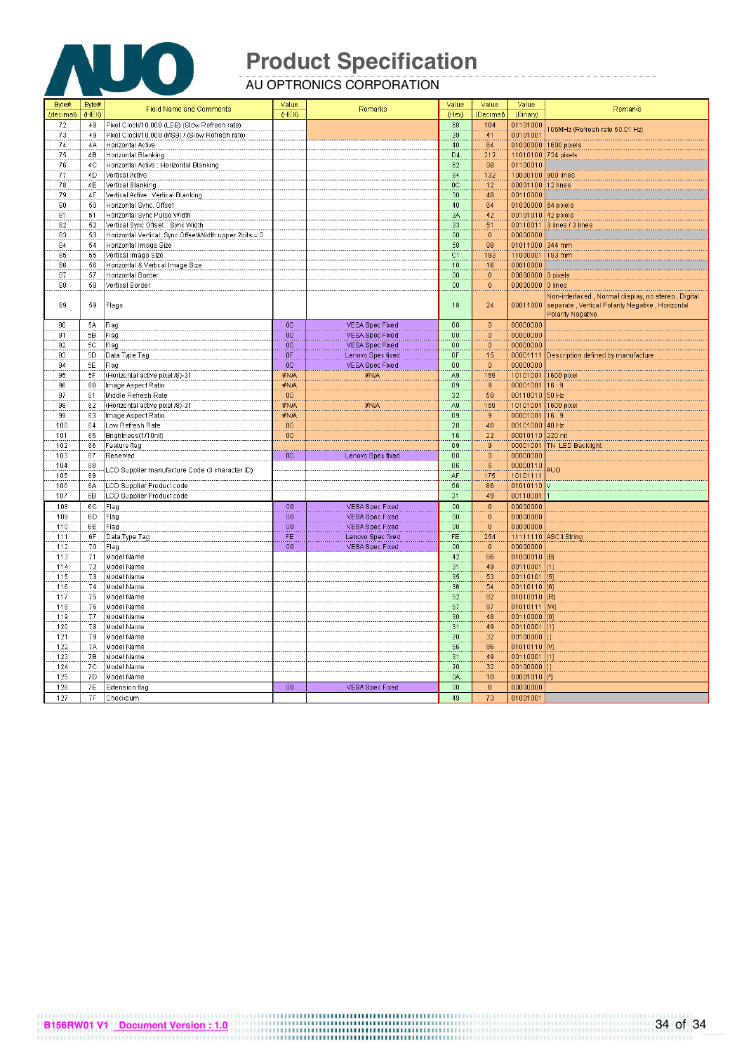| Byte# (decimal) | Byte# (HEX) | Field Name and Comments | Value (HEX) | Remarks | Value (Hex) | Value (Decimal) | Value (Binary) | Remarks |
|---|---|---|---|---|---|---|---|---|
| 72 | 48 | Pixel Clock/10,000 (LSB) (Slow Refresh rate) | | | 68 | 104 | 01101000 | 106MHz (Refresh rate 50.01 Hz) |
| 73 | 49 | Pixel Clock/10,000 (MSB) / (Slow Refresh rate) | | | 29 | 41 | 00101001 | |
| 74 | 4A | Horizontal Active | | | 40 | 64 | 01000000 | 1600 pixels |
| 75 | 4B | Horizontal Blanking | | | D4 | 212 | 11010100 | 724 pixels |
| 76 | 4C | Horizontal Active : Horizontal Blanking | | | 62 | 98 | 01100010 | |
| 77 | 4D | Vertical Active | | | 84 | 132 | 10000100 | 900 lines |
| 78 | 4E | Vertical Blanking | | | 0C | 12 | 00001100 | 12 lines |
| 79 | 4F | Vertical Active : Vertical Blanking | | | 30 | 48 | 00110000 | |
| 80 | 50 | Horizontal Sync. Offset | | | 40 | 64 | 01000000 | 64 pixels |
| 81 | 51 | Horizontal Sync Pulse Width | | | 2A | 42 | 00101010 | 42 pixels |
| 82 | 52 | Vertical Sync Offset : Sync Width | | | 33 | 51 | 00110011 | 3 lines / 3 lines |
| 83 | 53 | Horizontal Vertical Sync Offset/Width upper 2bits = 0 | | | 00 | 0 | 00000000 | |
| 84 | 54 | Horizontal Image Size | | | 58 | 88 | 01011000 | 344 mm |
| 85 | 55 | Vertical Image Size | | | C1 | 193 | 11000001 | 193 mm |
| 86 | 56 | Horizontal & Vertical Image Size | | | 10 | 16 | 00010000 | |
| 87 | 57 | Horizontal Border | | | 00 | 0 | 00000000 | 0 pixels |
| 88 | 58 | Vertical Border | | | 00 | 0 | 00000000 | 0 lines |
| 89 | 59 | Flags | | | 18 | 24 | 00011000 | Non-interlaced , Normal display, no stereo , Digital separate , Vertical Polarity Negative , Horizontal Polarity Negative |
| 90 | 5A | Flag | 00 | VESA Spec Fixed | 00 | 0 | 00000000 | |
| 91 | 5B | Flag | 00 | VESA Spec Fixed | 00 | 0 | 00000000 | |
| 92 | 5C | Flag | 00 | VESA Spec Fixed | 00 | 0 | 00000000 | |
| 93 | 5D | Data Type Tag | 0F | Lenovo Spec fixed | 0F | 15 | 00001111 | Description defined by manufacture |
| 94 | 5E | Flag | 00 | VESA Spec Fixed | 00 | 0 | 00000000 | |
| 95 | 5F | (Horizontal active pixel /8)-31 | #N/A | #N/A | A9 | 169 | 10101001 | 1600 pixel |
| 96 | 60 | Image Aspect Ratio | #N/A | | 09 | 9 | 00001001 | 16 : 9 |
| 97 | 61 | Middle Refresh Rate | 00 | | 32 | 50 | 00110010 | 50 Hz |
| 98 | 62 | (Horizontal active pixel /8)-31 | #N/A | #N/A | A9 | 169 | 10101001 | 1600 pixel |
| 99 | 63 | Image Aspect Ratio | #N/A | | 09 | 9 | 00001001 | 16 : 9 |
| 100 | 64 | Low Refresh Rate | 00 | | 28 | 40 | 00101000 | 40 Hz |
| 101 | 65 | Brightness(1/10nit) | 00 | | 16 | 22 | 00010110 | 220 nit |
| 102 | 66 | Feature flag | | | 09 | 9 | 00001001 | TN LED Backlight |
| 103 | 67 | Reserved | 00 | Lenovo Spec fixed | 00 | 0 | 00000000 | |
| 104 | 68 | LCD Supplier manufacture Code (3 character ID) | | | 06 | 6 | 00000110 | AUO |
| 105 | 69 | | | | AF | 175 | 10101111 | |
| 106 | 6A | LCD Supplier Product code | | | 56 | 86 | 01010110 | V |
| 107 | 6B | LCD Supplier Product code | | | 31 | 49 | 00110001 | 1 |
| 108 | 6C | Flag | 00 | VESA Spec Fixed | 00 | 0 | 00000000 | |
| 109 | 6D | Flag | 00 | VESA Spec Fixed | 00 | 0 | 00000000 | |
| 110 | 6E | Flag | 00 | VESA Spec Fixed | 00 | 0 | 00000000 | |
| 111 | 6F | Data Type Tag | FE | Lenovo Spec fixed | FE | 254 | 11111110 | ASCII String |
| 112 | 70 | Flag | 00 | VESA Spec Fixed | 00 | 0 | 00000000 | |
| 113 | 71 | Model Name | | | 42 | 66 | 01000010 | [B] |
| 114 | 72 | Model Name | | | 31 | 49 | 00110001 | [1] |
| 115 | 73 | Model Name | | | 35 | 53 | 00110101 | [5] |
| 116 | 74 | Model Name | | | 36 | 54 | 00110110 | [6] |
| 117 | 75 | Model Name | | | 52 | 82 | 01010010 | [R] |
| 118 | 76 | Model Name | | | 57 | 87 | 01010111 | [W] |
| 119 | 77 | Model Name | | | 30 | 48 | 00110000 | [0] |
| 120 | 78 | Model Name | | | 31 | 49 | 00110001 | [1] |
| 121 | 79 | Model Name | | | 20 | 32 | 00100000 | [ ] |
| 122 | 7A | Model Name | | | 56 | 86 | 01010110 | [V] |
| 123 | 7B | Model Name | | | 31 | 49 | 00110001 | [1] |
| 124 | 7C | Model Name | | | 20 | 32 | 00100000 | [ ] |
| 125 | 7D | Model Name | | | 0A | 10 | 00001010 | [*] |
| 126 | 7E | Extension flag | 00 | VESA Spec Fixed | 00 | 0 | 00000000 | |
| 127 | 7F | Checksum | | | 49 | 73 | 01001001 | |